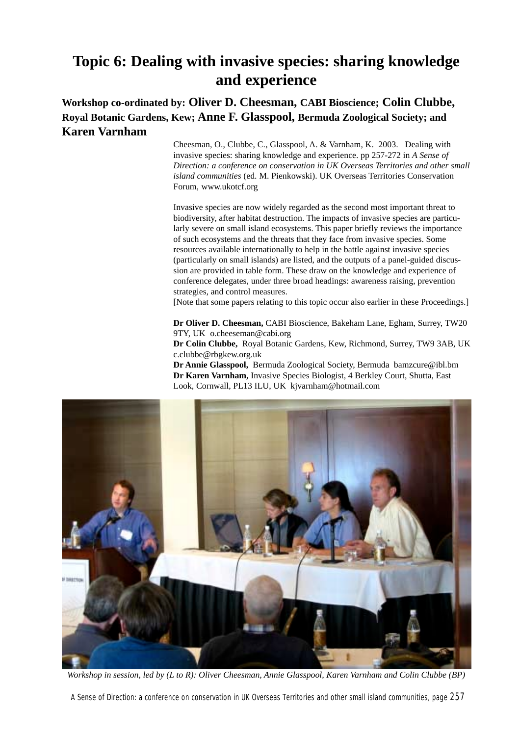# Topic 6: Dealing with invasive species: sharing knowledge and experience

**Workshop co-ordinated by: Oliver D. Cheesman, CABI Bioscience; Colin Clubbe, Royal Botanic Gardens, Kew; Anne F. Glasspool, Bermuda Zoological Society; and Karen Varnham**

Cheesman, O., Clubbe, C., Glasspool, A. & Varnham, K. 2003. Dealing with invasive species: sharing knowledge and experience. pp 257-272 in *A Sense of Direction: a conference on conservation in UK Overseas Territories and other small island communities* (ed. M. Pienkowski). UK Overseas Territories Conservation Forum, www.ukotcf.org

Invasive species are now widely regarded as the second most important threat to biodiversity, after habitat destruction. The impacts of invasive species are particularly severe on small island ecosystems. This paper briefly reviews the importance of such ecosystems and the threats that they face from invasive species. Some resources available internationally to help in the battle against invasive species (particularly on small islands) are listed, and the outputs of a panel-guided discussion are provided in table form. These draw on the knowledge and experience of conference delegates, under three broad headings: awareness raising, prevention strategies, and control measures.
[Note that some papers relating to this topic occur also earlier in these Proceedings.]

**Dr Oliver D. Cheesman,** CABI Bioscience, Bakeham Lane, Egham, Surrey, TW20 9TY, UK o.cheeseman@cabi.org
**Dr Colin Clubbe,** Royal Botanic Gardens, Kew, Richmond, Surrey, TW9 3AB, UK c.clubbe@rbgkew.org.uk
**Dr Annie Glasspool,** Bermuda Zoological Society, Bermuda bamzcure@ibl.bm
**Dr Karen Varnham,** Invasive Species Biologist, 4 Berkley Court, Shutta, East Look, Cornwall, PL13 ILU, UK kjvarnham@hotmail.com

*Workshop in session, led by (L to R): Oliver Cheesman, Annie Glasspool, Karen Varnham and Colin Clubbe (BP)*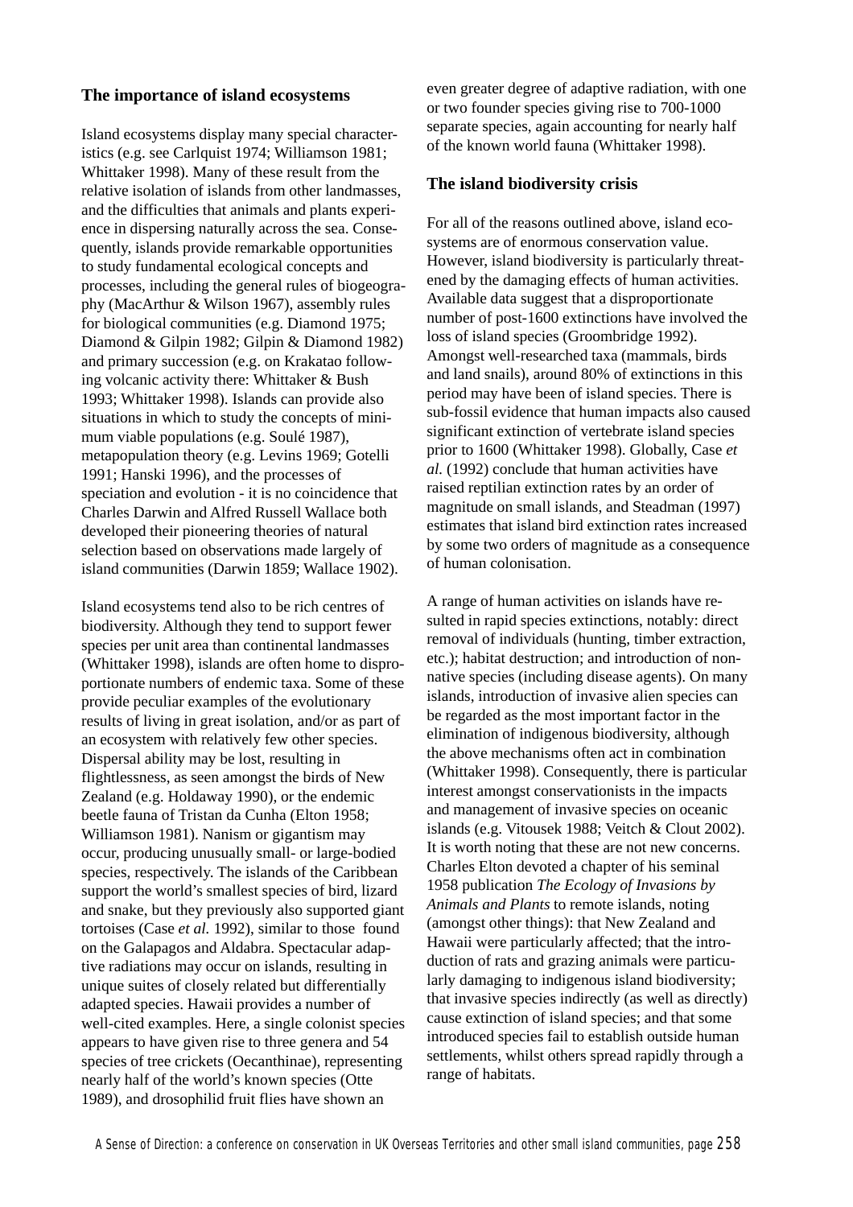## The importance of island ecosystems

Island ecosystems display many special characteristics (e.g. see Carlquist 1974; Williamson 1981; Whittaker 1998). Many of these result from the relative isolation of islands from other landmasses, and the difficulties that animals and plants experience in dispersing naturally across the sea. Consequently, islands provide remarkable opportunities to study fundamental ecological concepts and processes, including the general rules of biogeography (MacArthur & Wilson 1967), assembly rules for biological communities (e.g. Diamond 1975; Diamond & Gilpin 1982; Gilpin & Diamond 1982) and primary succession (e.g. on Krakatao following volcanic activity there: Whittaker & Bush 1993; Whittaker 1998). Islands can provide also situations in which to study the concepts of minimum viable populations (e.g. Soulé 1987), metapopulation theory (e.g. Levins 1969; Gotelli 1991; Hanski 1996), and the processes of speciation and evolution - it is no coincidence that Charles Darwin and Alfred Russell Wallace both developed their pioneering theories of natural selection based on observations made largely of island communities (Darwin 1859; Wallace 1902).

Island ecosystems tend also to be rich centres of biodiversity. Although they tend to support fewer species per unit area than continental landmasses (Whittaker 1998), islands are often home to disproportionate numbers of endemic taxa. Some of these provide peculiar examples of the evolutionary results of living in great isolation, and/or as part of an ecosystem with relatively few other species. Dispersal ability may be lost, resulting in flightlessness, as seen amongst the birds of New Zealand (e.g. Holdaway 1990), or the endemic beetle fauna of Tristan da Cunha (Elton 1958; Williamson 1981). Nanism or gigantism may occur, producing unusually small- or large-bodied species, respectively. The islands of the Caribbean support the world's smallest species of bird, lizard and snake, but they previously also supported giant tortoises (Case *et al.* 1992), similar to those found on the Galapagos and Aldabra. Spectacular adaptive radiations may occur on islands, resulting in unique suites of closely related but differentially adapted species. Hawaii provides a number of well-cited examples. Here, a single colonist species appears to have given rise to three genera and 54 species of tree crickets (Oecanthinae), representing nearly half of the world's known species (Otte 1989), and drosophilid fruit flies have shown an even greater degree of adaptive radiation, with one or two founder species giving rise to 700-1000 separate species, again accounting for nearly half of the known world fauna (Whittaker 1998).

## The island biodiversity crisis

For all of the reasons outlined above, island ecosystems are of enormous conservation value. However, island biodiversity is particularly threatened by the damaging effects of human activities. Available data suggest that a disproportionate number of post-1600 extinctions have involved the loss of island species (Groombridge 1992). Amongst well-researched taxa (mammals, birds and land snails), around 80% of extinctions in this period may have been of island species. There is sub-fossil evidence that human impacts also caused significant extinction of vertebrate island species prior to 1600 (Whittaker 1998). Globally, Case *et al.* (1992) conclude that human activities have raised reptilian extinction rates by an order of magnitude on small islands, and Steadman (1997) estimates that island bird extinction rates increased by some two orders of magnitude as a consequence of human colonisation.

A range of human activities on islands have resulted in rapid species extinctions, notably: direct removal of individuals (hunting, timber extraction, etc.); habitat destruction; and introduction of non-native species (including disease agents). On many islands, introduction of invasive alien species can be regarded as the most important factor in the elimination of indigenous biodiversity, although the above mechanisms often act in combination (Whittaker 1998). Consequently, there is particular interest amongst conservationists in the impacts and management of invasive species on oceanic islands (e.g. Vitousek 1988; Veitch & Clout 2002). It is worth noting that these are not new concerns. Charles Elton devoted a chapter of his seminal 1958 publication *The Ecology of Invasions by Animals and Plants* to remote islands, noting (amongst other things): that New Zealand and Hawaii were particularly affected; that the introduction of rats and grazing animals were particularly damaging to indigenous island biodiversity; that invasive species indirectly (as well as directly) cause extinction of island species; and that some introduced species fail to establish outside human settlements, whilst others spread rapidly through a range of habitats.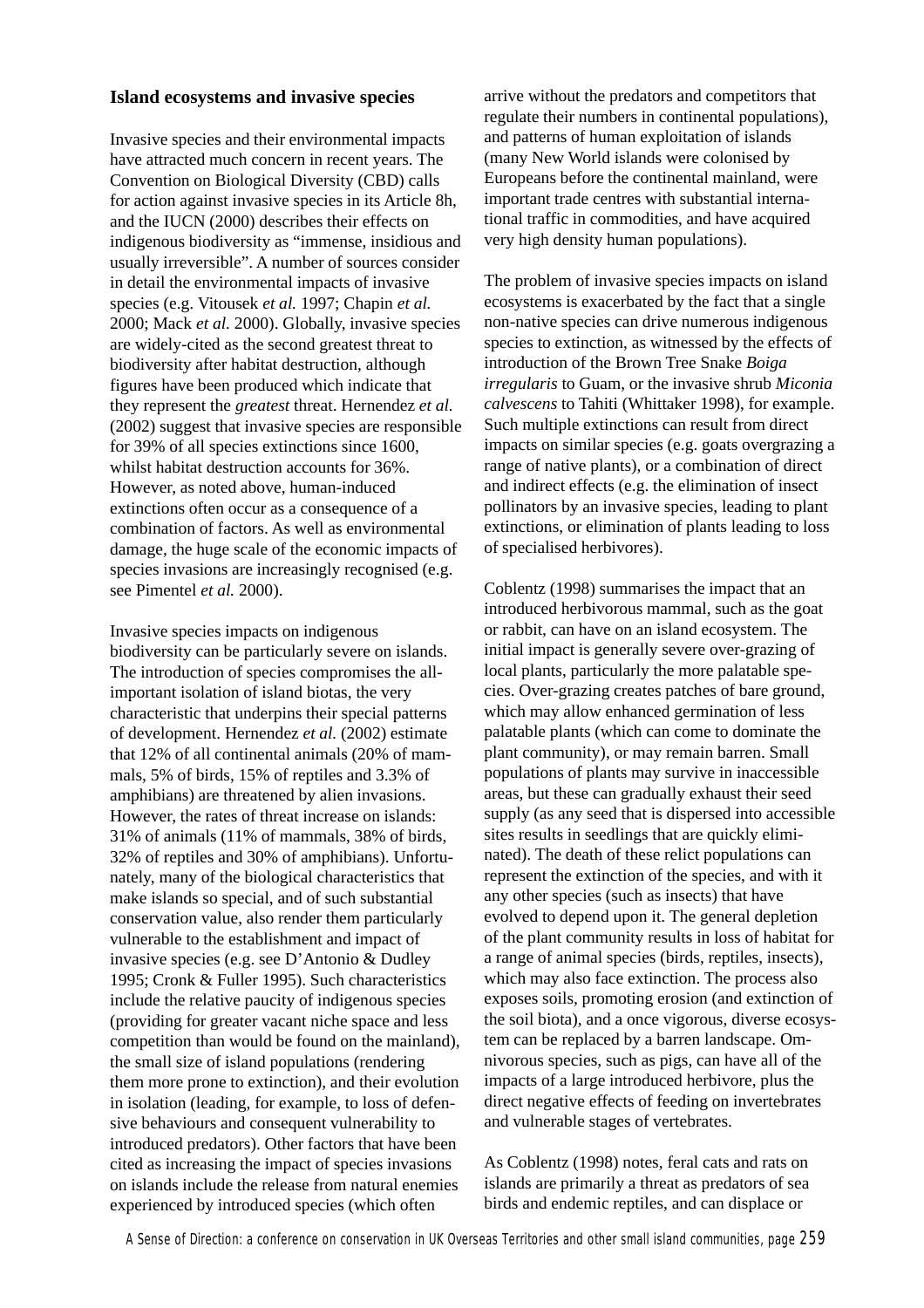### Island ecosystems and invasive species

Invasive species and their environmental impacts have attracted much concern in recent years. The Convention on Biological Diversity (CBD) calls for action against invasive species in its Article 8h, and the IUCN (2000) describes their effects on indigenous biodiversity as "immense, insidious and usually irreversible". A number of sources consider in detail the environmental impacts of invasive species (e.g. Vitousek *et al.* 1997; Chapin *et al.* 2000; Mack *et al.* 2000). Globally, invasive species are widely-cited as the second greatest threat to biodiversity after habitat destruction, although figures have been produced which indicate that they represent the *greatest* threat. Hernendez *et al.* (2002) suggest that invasive species are responsible for 39% of all species extinctions since 1600, whilst habitat destruction accounts for 36%. However, as noted above, human-induced extinctions often occur as a consequence of a combination of factors. As well as environmental damage, the huge scale of the economic impacts of species invasions are increasingly recognised (e.g. see Pimentel *et al.* 2000).

Invasive species impacts on indigenous biodiversity can be particularly severe on islands. The introduction of species compromises the all-important isolation of island biotas, the very characteristic that underpins their special patterns of development. Hernendez *et al.* (2002) estimate that 12% of all continental animals (20% of mammals, 5% of birds, 15% of reptiles and 3.3% of amphibians) are threatened by alien invasions. However, the rates of threat increase on islands: 31% of animals (11% of mammals, 38% of birds, 32% of reptiles and 30% of amphibians). Unfortunately, many of the biological characteristics that make islands so special, and of such substantial conservation value, also render them particularly vulnerable to the establishment and impact of invasive species (e.g. see D'Antonio & Dudley 1995; Cronk & Fuller 1995). Such characteristics include the relative paucity of indigenous species (providing for greater vacant niche space and less competition than would be found on the mainland), the small size of island populations (rendering them more prone to extinction), and their evolution in isolation (leading, for example, to loss of defensive behaviours and consequent vulnerability to introduced predators). Other factors that have been cited as increasing the impact of species invasions on islands include the release from natural enemies experienced by introduced species (which often arrive without the predators and competitors that regulate their numbers in continental populations), and patterns of human exploitation of islands (many New World islands were colonised by Europeans before the continental mainland, were important trade centres with substantial international traffic in commodities, and have acquired very high density human populations).

The problem of invasive species impacts on island ecosystems is exacerbated by the fact that a single non-native species can drive numerous indigenous species to extinction, as witnessed by the effects of introduction of the Brown Tree Snake *Boiga irregularis* to Guam, or the invasive shrub *Miconia calvescens* to Tahiti (Whittaker 1998), for example. Such multiple extinctions can result from direct impacts on similar species (e.g. goats overgrazing a range of native plants), or a combination of direct and indirect effects (e.g. the elimination of insect pollinators by an invasive species, leading to plant extinctions, or elimination of plants leading to loss of specialised herbivores).

Coblentz (1998) summarises the impact that an introduced herbivorous mammal, such as the goat or rabbit, can have on an island ecosystem. The initial impact is generally severe over-grazing of local plants, particularly the more palatable species. Over-grazing creates patches of bare ground, which may allow enhanced germination of less palatable plants (which can come to dominate the plant community), or may remain barren. Small populations of plants may survive in inaccessible areas, but these can gradually exhaust their seed supply (as any seed that is dispersed into accessible sites results in seedlings that are quickly eliminated). The death of these relict populations can represent the extinction of the species, and with it any other species (such as insects) that have evolved to depend upon it. The general depletion of the plant community results in loss of habitat for a range of animal species (birds, reptiles, insects), which may also face extinction. The process also exposes soils, promoting erosion (and extinction of the soil biota), and a once vigorous, diverse ecosystem can be replaced by a barren landscape. Omnivorous species, such as pigs, can have all of the impacts of a large introduced herbivore, plus the direct negative effects of feeding on invertebrates and vulnerable stages of vertebrates.

As Coblentz (1998) notes, feral cats and rats on islands are primarily a threat as predators of sea birds and endemic reptiles, and can displace or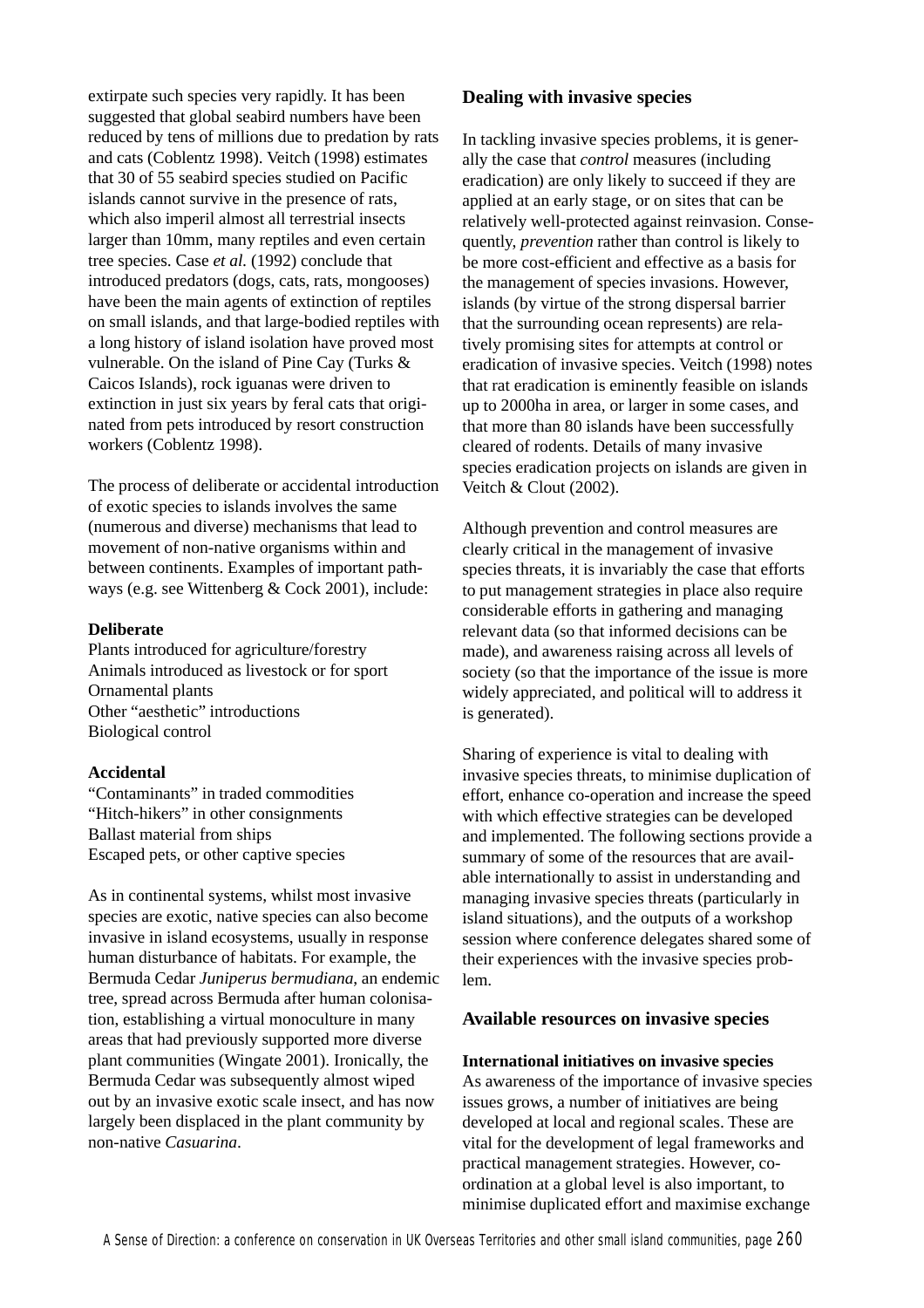extirpate such species very rapidly. It has been suggested that global seabird numbers have been reduced by tens of millions due to predation by rats and cats (Coblentz 1998). Veitch (1998) estimates that 30 of 55 seabird species studied on Pacific islands cannot survive in the presence of rats, which also imperil almost all terrestrial insects larger than 10mm, many reptiles and even certain tree species. Case *et al.* (1992) conclude that introduced predators (dogs, cats, rats, mongooses) have been the main agents of extinction of reptiles on small islands, and that large-bodied reptiles with a long history of island isolation have proved most vulnerable. On the island of Pine Cay (Turks & Caicos Islands), rock iguanas were driven to extinction in just six years by feral cats that originated from pets introduced by resort construction workers (Coblentz 1998).

The process of deliberate or accidental introduction of exotic species to islands involves the same (numerous and diverse) mechanisms that lead to movement of non-native organisms within and between continents. Examples of important pathways (e.g. see Wittenberg & Cock 2001), include:

**Deliberate**

Plants introduced for agriculture/forestry
Animals introduced as livestock or for sport
Ornamental plants
Other "aesthetic" introductions
Biological control

**Accidental**

"Contaminants" in traded commodities
"Hitch-hikers" in other consignments
Ballast material from ships
Escaped pets, or other captive species

As in continental systems, whilst most invasive species are exotic, native species can also become invasive in island ecosystems, usually in response human disturbance of habitats. For example, the Bermuda Cedar *Juniperus bermudiana*, an endemic tree, spread across Bermuda after human colonisation, establishing a virtual monoculture in many areas that had previously supported more diverse plant communities (Wingate 2001). Ironically, the Bermuda Cedar was subsequently almost wiped out by an invasive exotic scale insect, and has now largely been displaced in the plant community by non-native *Casuarina*.

## Dealing with invasive species

In tackling invasive species problems, it is generally the case that *control* measures (including eradication) are only likely to succeed if they are applied at an early stage, or on sites that can be relatively well-protected against reinvasion. Consequently, *prevention* rather than control is likely to be more cost-efficient and effective as a basis for the management of species invasions. However, islands (by virtue of the strong dispersal barrier that the surrounding ocean represents) are relatively promising sites for attempts at control or eradication of invasive species. Veitch (1998) notes that rat eradication is eminently feasible on islands up to 2000ha in area, or larger in some cases, and that more than 80 islands have been successfully cleared of rodents. Details of many invasive species eradication projects on islands are given in Veitch & Clout (2002).

Although prevention and control measures are clearly critical in the management of invasive species threats, it is invariably the case that efforts to put management strategies in place also require considerable efforts in gathering and managing relevant data (so that informed decisions can be made), and awareness raising across all levels of society (so that the importance of the issue is more widely appreciated, and political will to address it is generated).

Sharing of experience is vital to dealing with invasive species threats, to minimise duplication of effort, enhance co-operation and increase the speed with which effective strategies can be developed and implemented. The following sections provide a summary of some of the resources that are available internationally to assist in understanding and managing invasive species threats (particularly in island situations), and the outputs of a workshop session where conference delegates shared some of their experiences with the invasive species problem.

## Available resources on invasive species

### International initiatives on invasive species

As awareness of the importance of invasive species issues grows, a number of initiatives are being developed at local and regional scales. These are vital for the development of legal frameworks and practical management strategies. However, co-ordination at a global level is also important, to minimise duplicated effort and maximise exchange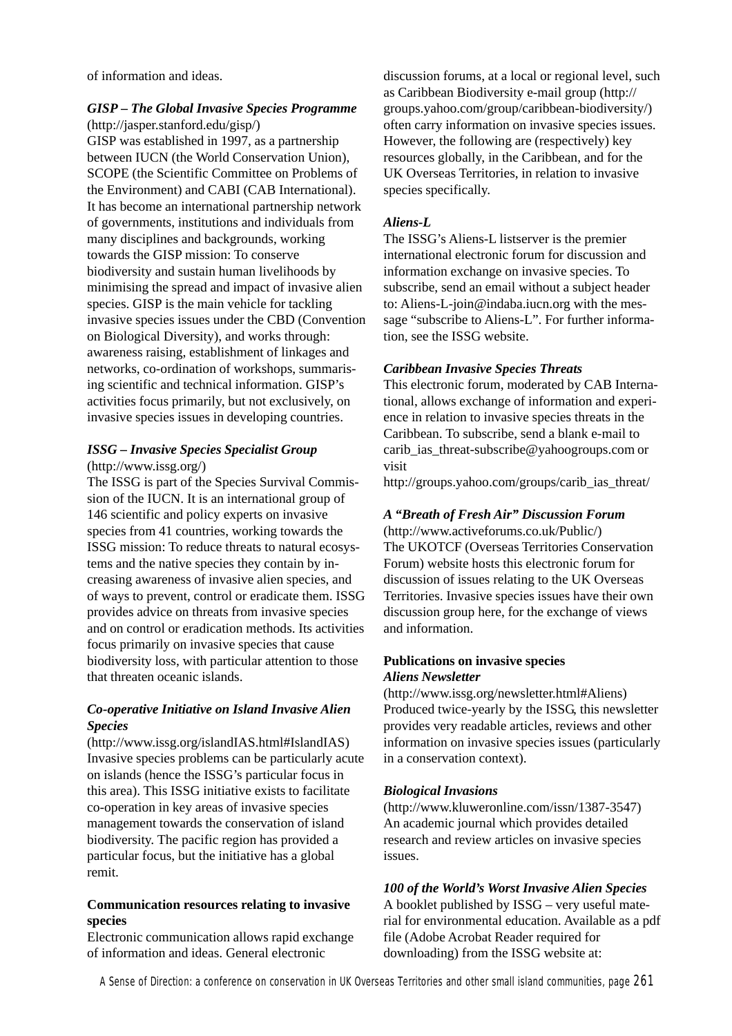of information and ideas.

***GISP – The Global Invasive Species Programme***
(http://jasper.stanford.edu/gisp/)
GISP was established in 1997, as a partnership between IUCN (the World Conservation Union), SCOPE (the Scientific Committee on Problems of the Environment) and CABI (CAB International). It has become an international partnership network of governments, institutions and individuals from many disciplines and backgrounds, working towards the GISP mission: To conserve biodiversity and sustain human livelihoods by minimising the spread and impact of invasive alien species. GISP is the main vehicle for tackling invasive species issues under the CBD (Convention on Biological Diversity), and works through: awareness raising, establishment of linkages and networks, co-ordination of workshops, summarising scientific and technical information. GISP's activities focus primarily, but not exclusively, on invasive species issues in developing countries.

***ISSG – Invasive Species Specialist Group***
(http://www.issg.org/)
The ISSG is part of the Species Survival Commission of the IUCN. It is an international group of 146 scientific and policy experts on invasive species from 41 countries, working towards the ISSG mission: To reduce threats to natural ecosystems and the native species they contain by increasing awareness of invasive alien species, and of ways to prevent, control or eradicate them. ISSG provides advice on threats from invasive species and on control or eradication methods. Its activities focus primarily on invasive species that cause biodiversity loss, with particular attention to those that threaten oceanic islands.

***Co-operative Initiative on Island Invasive Alien Species***
(http://www.issg.org/islandIAS.html#IslandIAS)
Invasive species problems can be particularly acute on islands (hence the ISSG's particular focus in this area). This ISSG initiative exists to facilitate co-operation in key areas of invasive species management towards the conservation of island biodiversity. The pacific region has provided a particular focus, but the initiative has a global remit.

**Communication resources relating to invasive species**

Electronic communication allows rapid exchange of information and ideas. General electronic discussion forums, at a local or regional level, such as Caribbean Biodiversity e-mail group (http://groups.yahoo.com/group/caribbean-biodiversity/) often carry information on invasive species issues. However, the following are (respectively) key resources globally, in the Caribbean, and for the UK Overseas Territories, in relation to invasive species specifically.

***Aliens-L***
The ISSG's Aliens-L listserver is the premier international electronic forum for discussion and information exchange on invasive species. To subscribe, send an email without a subject header to: Aliens-L-join@indaba.iucn.org with the message "subscribe to Aliens-L". For further information, see the ISSG website.

***Caribbean Invasive Species Threats***
This electronic forum, moderated by CAB International, allows exchange of information and experience in relation to invasive species threats in the Caribbean. To subscribe, send a blank e-mail to carib_ias_threat-subscribe@yahoogroups.com or visit
http://groups.yahoo.com/groups/carib_ias_threat/

***A "Breath of Fresh Air" Discussion Forum***
(http://www.activeforums.co.uk/Public/)
The UKOTCF (Overseas Territories Conservation Forum) website hosts this electronic forum for discussion of issues relating to the UK Overseas Territories. Invasive species issues have their own discussion group here, for the exchange of views and information.

**Publications on invasive species**

***Aliens Newsletter***
(http://www.issg.org/newsletter.html#Aliens)
Produced twice-yearly by the ISSG, this newsletter provides very readable articles, reviews and other information on invasive species issues (particularly in a conservation context).

***Biological Invasions***
(http://www.kluweronline.com/issn/1387-3547)
An academic journal which provides detailed research and review articles on invasive species issues.

***100 of the World's Worst Invasive Alien Species***
A booklet published by ISSG – very useful material for environmental education. Available as a pdf file (Adobe Acrobat Reader required for downloading) from the ISSG website at: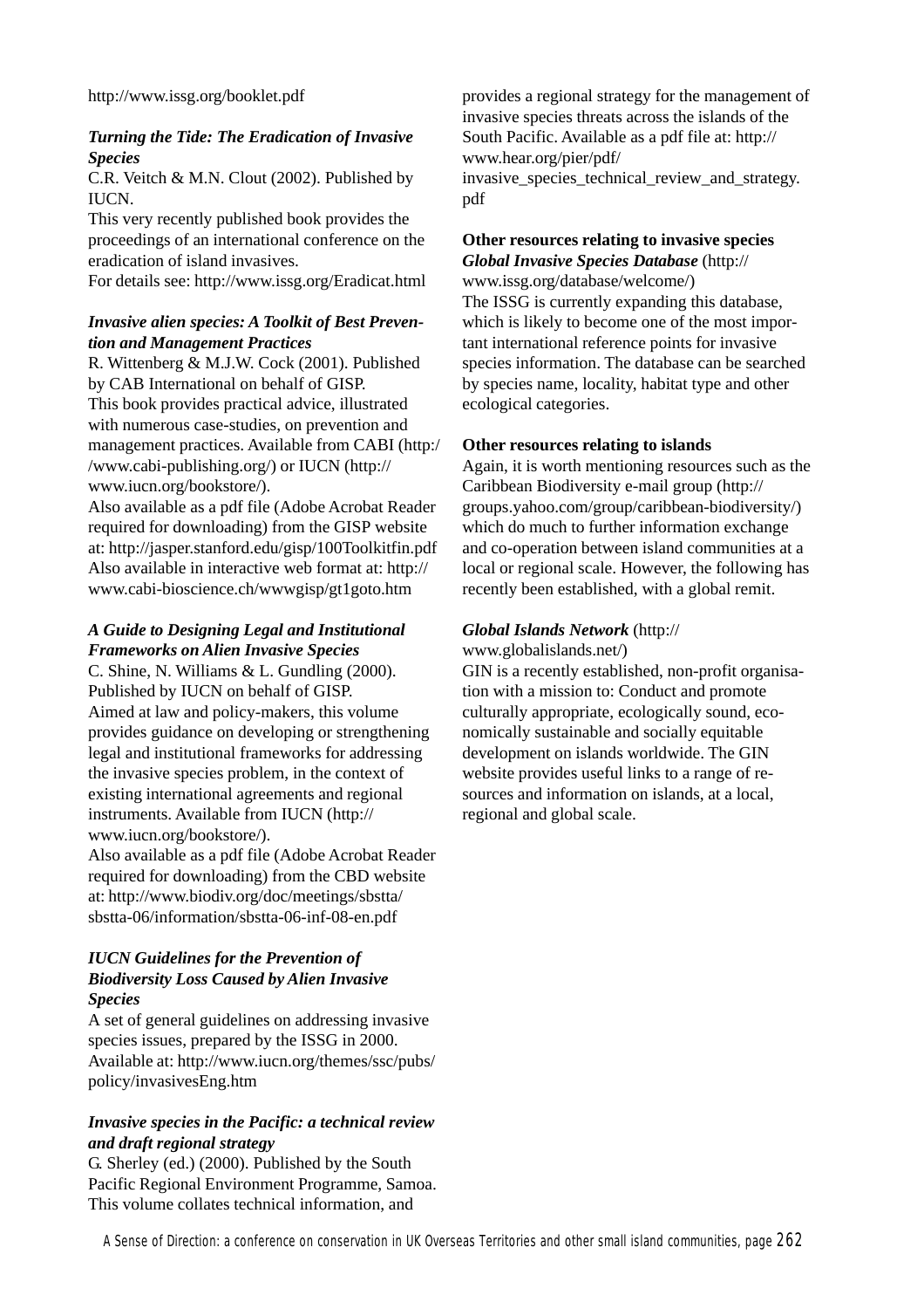http://www.issg.org/booklet.pdf

***Turning the Tide: The Eradication of Invasive Species***
C.R. Veitch & M.N. Clout (2002). Published by IUCN.
This very recently published book provides the proceedings of an international conference on the eradication of island invasives.
For details see: http://www.issg.org/Eradicat.html

***Invasive alien species: A Toolkit of Best Prevention and Management Practices***
R. Wittenberg & M.J.W. Cock (2001). Published by CAB International on behalf of GISP.
This book provides practical advice, illustrated with numerous case-studies, on prevention and management practices. Available from CABI (http://www.cabi-publishing.org/) or IUCN (http://www.iucn.org/bookstore/).
Also available as a pdf file (Adobe Acrobat Reader required for downloading) from the GISP website at: http://jasper.stanford.edu/gisp/100Toolkitfin.pdf
Also available in interactive web format at: http://www.cabi-bioscience.ch/wwwgisp/gt1goto.htm

***A Guide to Designing Legal and Institutional Frameworks on Alien Invasive Species***
C. Shine, N. Williams & L. Gundling (2000). Published by IUCN on behalf of GISP.
Aimed at law and policy-makers, this volume provides guidance on developing or strengthening legal and institutional frameworks for addressing the invasive species problem, in the context of existing international agreements and regional instruments. Available from IUCN (http://www.iucn.org/bookstore/).
Also available as a pdf file (Adobe Acrobat Reader required for downloading) from the CBD website at: http://www.biodiv.org/doc/meetings/sbstta/sbstta-06/information/sbstta-06-inf-08-en.pdf

***IUCN Guidelines for the Prevention of Biodiversity Loss Caused by Alien Invasive Species***
A set of general guidelines on addressing invasive species issues, prepared by the ISSG in 2000. Available at: http://www.iucn.org/themes/ssc/pubs/policy/invasivesEng.htm

***Invasive species in the Pacific: a technical review and draft regional strategy***
G. Sherley (ed.) (2000). Published by the South Pacific Regional Environment Programme, Samoa.
This volume collates technical information, and provides a regional strategy for the management of invasive species threats across the islands of the South Pacific. Available as a pdf file at: http://www.hear.org/pier/pdf/invasive_species_technical_review_and_strategy.pdf

**Other resources relating to invasive species**
***Global Invasive Species Database*** (http://www.issg.org/database/welcome/)
The ISSG is currently expanding this database, which is likely to become one of the most important international reference points for invasive species information. The database can be searched by species name, locality, habitat type and other ecological categories.

**Other resources relating to islands**
Again, it is worth mentioning resources such as the Caribbean Biodiversity e-mail group (http://groups.yahoo.com/group/caribbean-biodiversity/) which do much to further information exchange and co-operation between island communities at a local or regional scale. However, the following has recently been established, with a global remit.

***Global Islands Network*** (http://www.globalislands.net/)
GIN is a recently established, non-profit organisation with a mission to: Conduct and promote culturally appropriate, ecologically sound, economically sustainable and socially equitable development on islands worldwide. The GIN website provides useful links to a range of resources and information on islands, at a local, regional and global scale.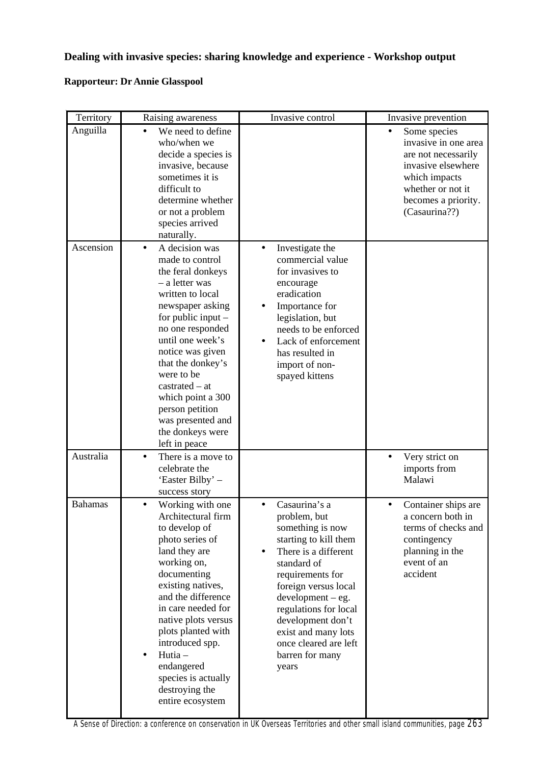**Dealing with invasive species: sharing knowledge and experience - Workshop output**

**Rapporteur: Dr Annie Glasspool**

| Territory | Raising awareness | Invasive control | Invasive prevention |
|---|---|---|---|
| Anguilla | • We need to define who/when we decide a species is invasive, because sometimes it is difficult to determine whether or not a problem species arrived naturally. | | • Some species invasive in one area are not necessarily invasive elsewhere which impacts whether or not it becomes a priority. (Casaurina??) |
| Ascension | • A decision was made to control the feral donkeys – a letter was written to local newspaper asking for public input – no one responded until one week's notice was given that the donkey's were to be castrated – at which point a 300 person petition was presented and the donkeys were left in peace | • Investigate the commercial value for invasives to encourage eradication<br>• Importance for legislation, but needs to be enforced<br>• Lack of enforcement has resulted in import of non-spayed kittens | |
| Australia | • There is a move to celebrate the 'Easter Bilby' – success story | | • Very strict on imports from Malawi |
| Bahamas | • Working with one Architectural firm to develop of photo series of land they are working on, documenting existing natives, and the difference in care needed for native plots versus plots planted with introduced spp.<br>• Hutia – endangered species is actually destroying the entire ecosystem | • Casaurina's a problem, but something is now starting to kill them<br>• There is a different standard of requirements for foreign versus local development – eg. regulations for local development don't exist and many lots once cleared are left barren for many years | • Container ships are a concern both in terms of checks and contingency planning in the event of an accident |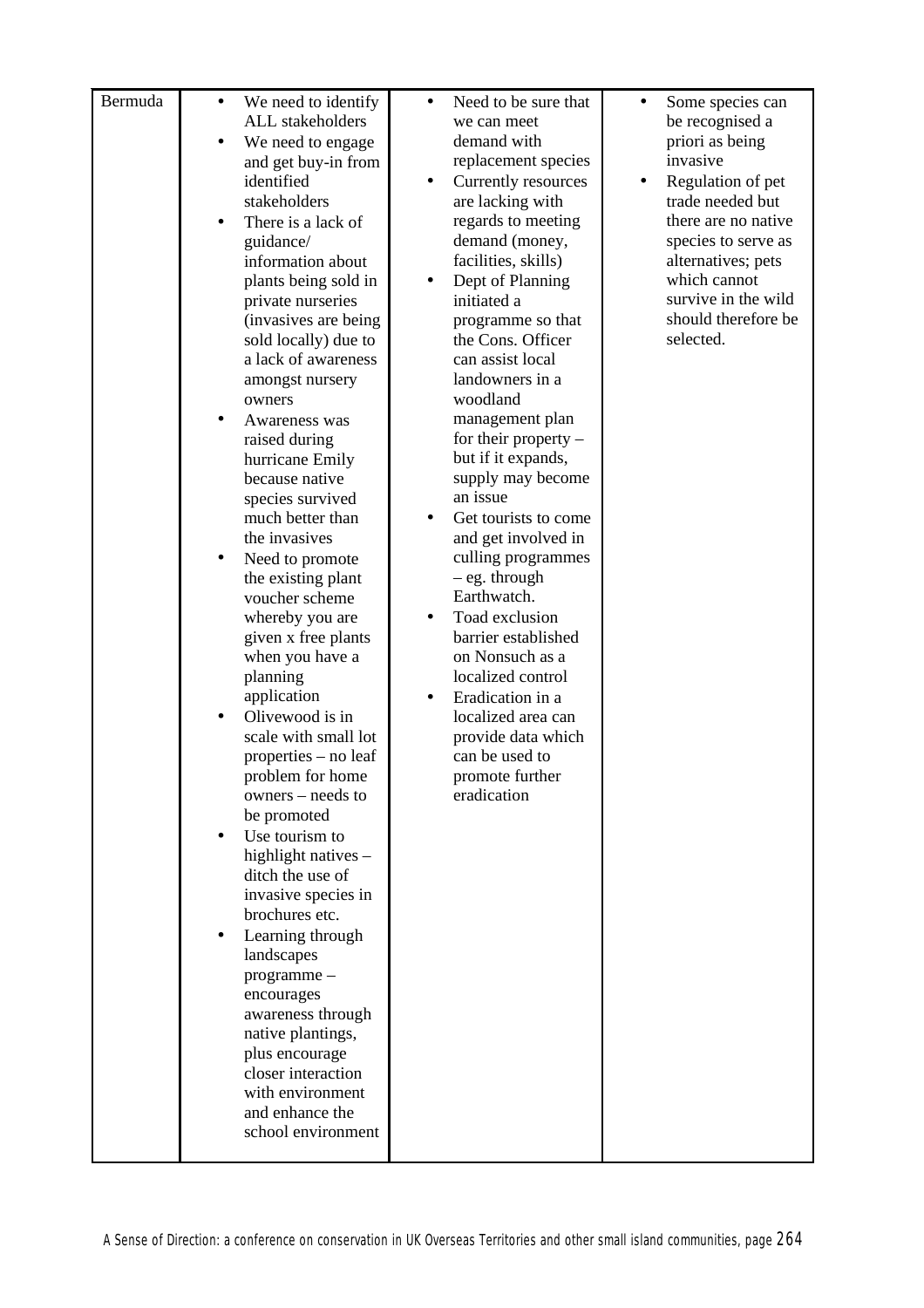| Bermuda | • We need to identify ALL stakeholders<br>• We need to engage and get buy-in from identified stakeholders<br>• There is a lack of guidance/ information about plants being sold in private nurseries (invasives are being sold locally) due to a lack of awareness amongst nursery owners<br>• Awareness was raised during hurricane Emily because native species survived much better than the invasives<br>• Need to promote the existing plant voucher scheme whereby you are given x free plants when you have a planning application<br>• Olivewood is in scale with small lot properties – no leaf problem for home owners – needs to be promoted<br>• Use tourism to highlight natives – ditch the use of invasive species in brochures etc.<br>• Learning through landscapes programme – encourages awareness through native plantings, plus encourage closer interaction with environment and enhance the school environment | • Need to be sure that we can meet demand with replacement species<br>• Currently resources are lacking with regards to meeting demand (money, facilities, skills)<br>• Dept of Planning initiated a programme so that the Cons. Officer can assist local landowners in a woodland management plan for their property – but if it expands, supply may become an issue<br>• Get tourists to come and get involved in culling programmes – eg. through Earthwatch.<br>• Toad exclusion barrier established on Nonsuch as a localized control<br>• Eradication in a localized area can provide data which can be used to promote further eradication | • Some species can be recognised a priori as being invasive<br>• Regulation of pet trade needed but there are no native species to serve as alternatives; pets which cannot survive in the wild should therefore be selected. |
|---|---|---|---|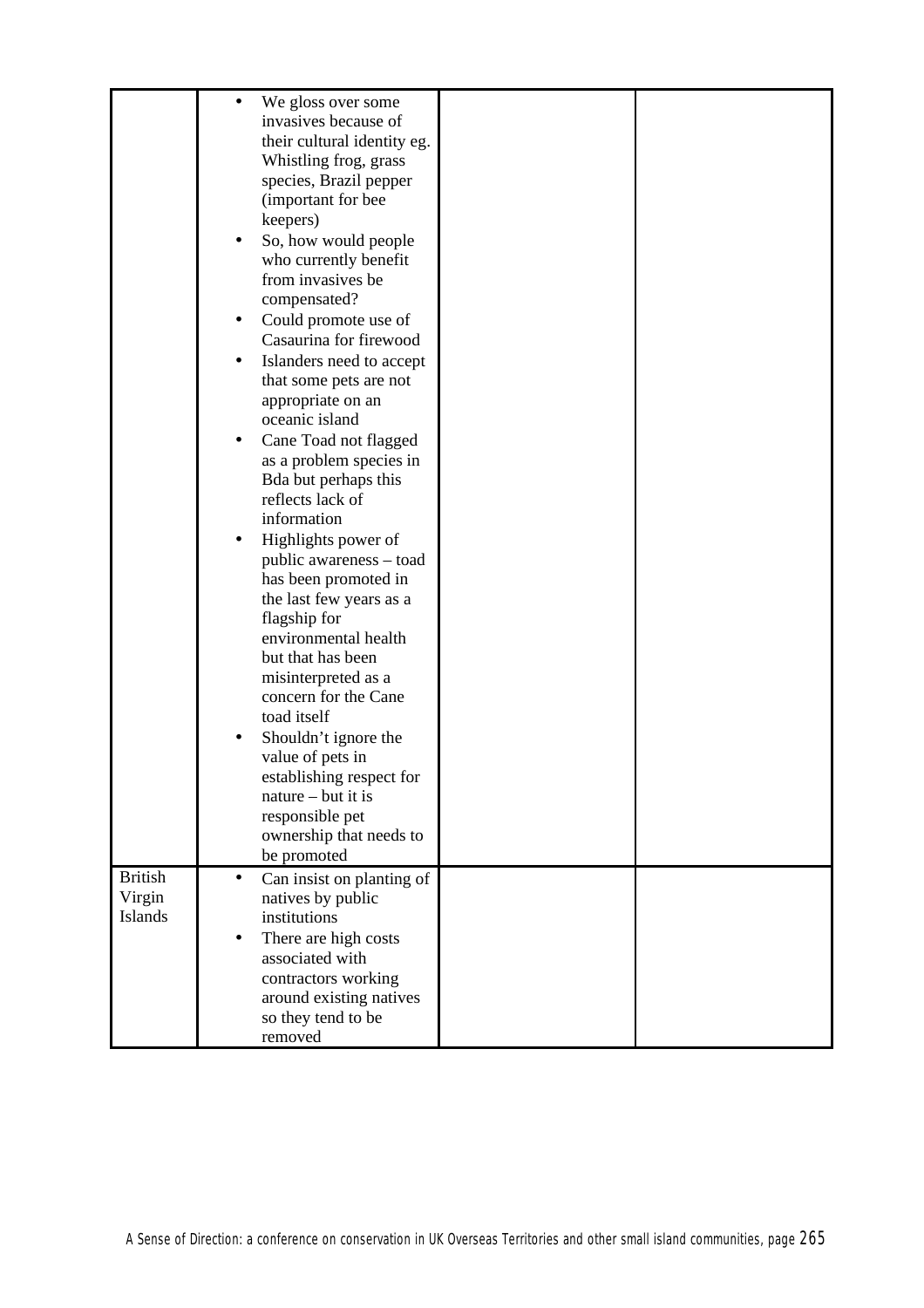| | | | |
|---|---|---|---|
| | • We gloss over some invasives because of their cultural identity eg. Whistling frog, grass species, Brazil pepper (important for bee keepers)<br>• So, how would people who currently benefit from invasives be compensated?<br>• Could promote use of Casaurina for firewood<br>• Islanders need to accept that some pets are not appropriate on an oceanic island<br>• Cane Toad not flagged as a problem species in Bda but perhaps this reflects lack of information<br>• Highlights power of public awareness – toad has been promoted in the last few years as a flagship for environmental health but that has been misinterpreted as a concern for the Cane toad itself<br>• Shouldn't ignore the value of pets in establishing respect for nature – but it is responsible pet ownership that needs to be promoted | | |
| British Virgin Islands | • Can insist on planting of natives by public institutions<br>• There are high costs associated with contractors working around existing natives so they tend to be removed | | |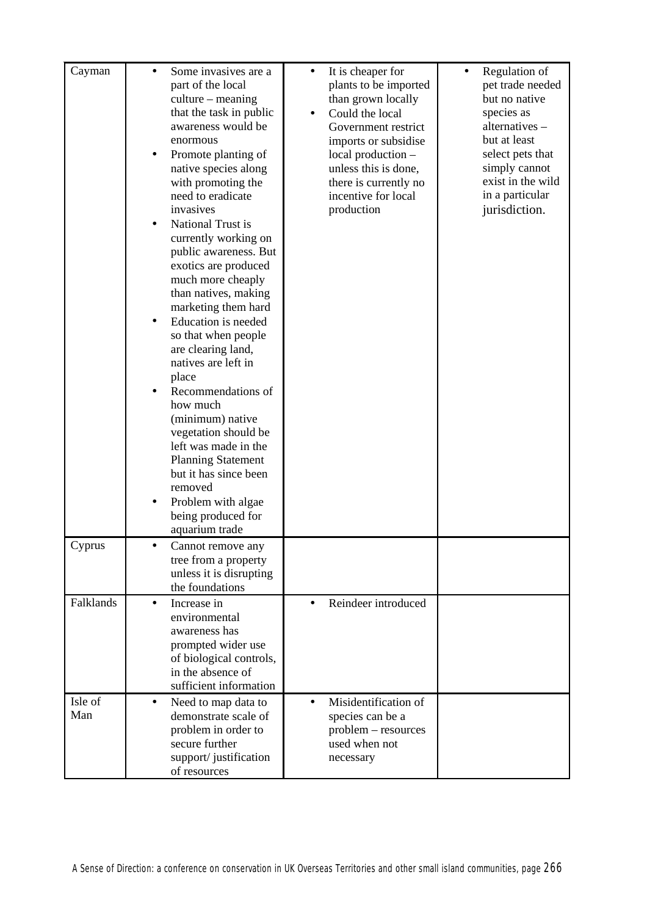| | | | |
|---|---|---|---|
| Cayman | • Some invasives are a part of the local culture – meaning that the task in public awareness would be enormous<br>• Promote planting of native species along with promoting the need to eradicate invasives<br>• National Trust is currently working on public awareness. But exotics are produced much more cheaply than natives, making marketing them hard<br>• Education is needed so that when people are clearing land, natives are left in place<br>• Recommendations of how much (minimum) native vegetation should be left was made in the Planning Statement but it has since been removed<br>• Problem with algae being produced for aquarium trade | • It is cheaper for plants to be imported than grown locally<br>• Could the local Government restrict imports or subsidise local production – unless this is done, there is currently no incentive for local production | • Regulation of pet trade needed but no native species as alternatives – but at least select pets that simply cannot exist in the wild in a particular jurisdiction. |
| Cyprus | • Cannot remove any tree from a property unless it is disrupting the foundations | | |
| Falklands | • Increase in environmental awareness has prompted wider use of biological controls, in the absence of sufficient information | • Reindeer introduced | |
| Isle of Man | • Need to map data to demonstrate scale of problem in order to secure further support/ justification of resources | • Misidentification of species can be a problem – resources used when not necessary | |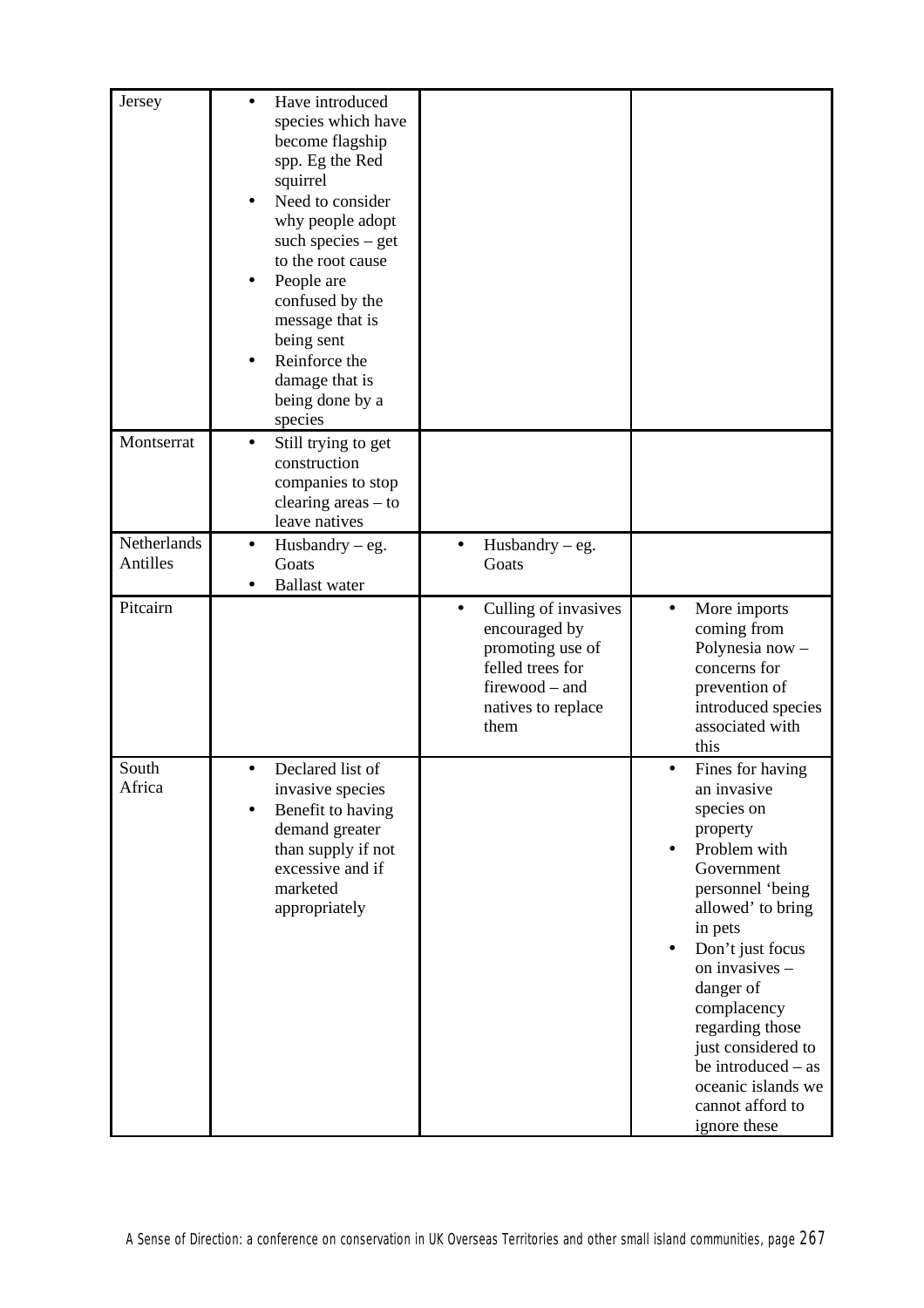| | | | |
|---|---|---|---|
| Jersey | • Have introduced species which have become flagship spp. Eg the Red squirrel<br>• Need to consider why people adopt such species – get to the root cause<br>• People are confused by the message that is being sent<br>• Reinforce the damage that is being done by a species | | |
| Montserrat | • Still trying to get construction companies to stop clearing areas – to leave natives | | |
| Netherlands Antilles | • Husbandry – eg. Goats<br>• Ballast water | • Husbandry – eg. Goats | |
| Pitcairn | | • Culling of invasives encouraged by promoting use of felled trees for firewood – and natives to replace them | • More imports coming from Polynesia now – concerns for prevention of introduced species associated with this |
| South Africa | • Declared list of invasive species<br>• Benefit to having demand greater than supply if not excessive and if marketed appropriately | | • Fines for having an invasive species on property<br>• Problem with Government personnel 'being allowed' to bring in pets<br>• Don't just focus on invasives – danger of complacency regarding those just considered to be introduced – as oceanic islands we cannot afford to ignore these |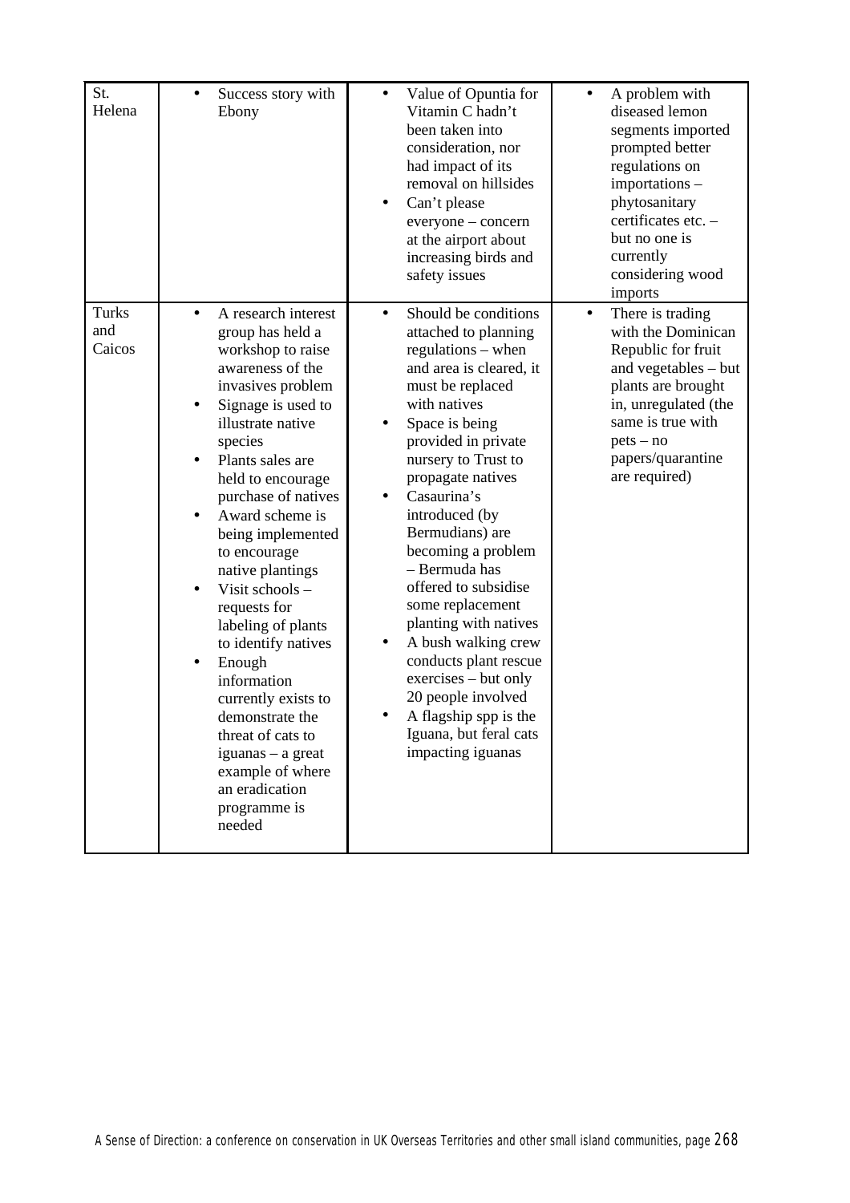| St. Helena | • Success story with Ebony | • Value of Opuntia for Vitamin C hadn't been taken into consideration, nor had impact of its removal on hillsides<br>• Can't please everyone – concern at the airport about increasing birds and safety issues | • A problem with diseased lemon segments imported prompted better regulations on importations – phytosanitary certificates etc. – but no one is currently considering wood imports |
|---|---|---|---|
| Turks and Caicos | • A research interest group has held a workshop to raise awareness of the invasives problem<br>• Signage is used to illustrate native species<br>• Plants sales are held to encourage purchase of natives<br>• Award scheme is being implemented to encourage native plantings<br>• Visit schools – requests for labeling of plants to identify natives<br>• Enough information currently exists to demonstrate the threat of cats to iguanas – a great example of where an eradication programme is needed | • Should be conditions attached to planning regulations – when and area is cleared, it must be replaced with natives<br>• Space is being provided in private nursery to Trust to propagate natives<br>• Casaurina's introduced (by Bermudians) are becoming a problem – Bermuda has offered to subsidise some replacement planting with natives<br>• A bush walking crew conducts plant rescue exercises – but only 20 people involved<br>• A flagship spp is the Iguana, but feral cats impacting iguanas | • There is trading with the Dominican Republic for fruit and vegetables – but plants are brought in, unregulated (the same is true with pets – no papers/quarantine are required) |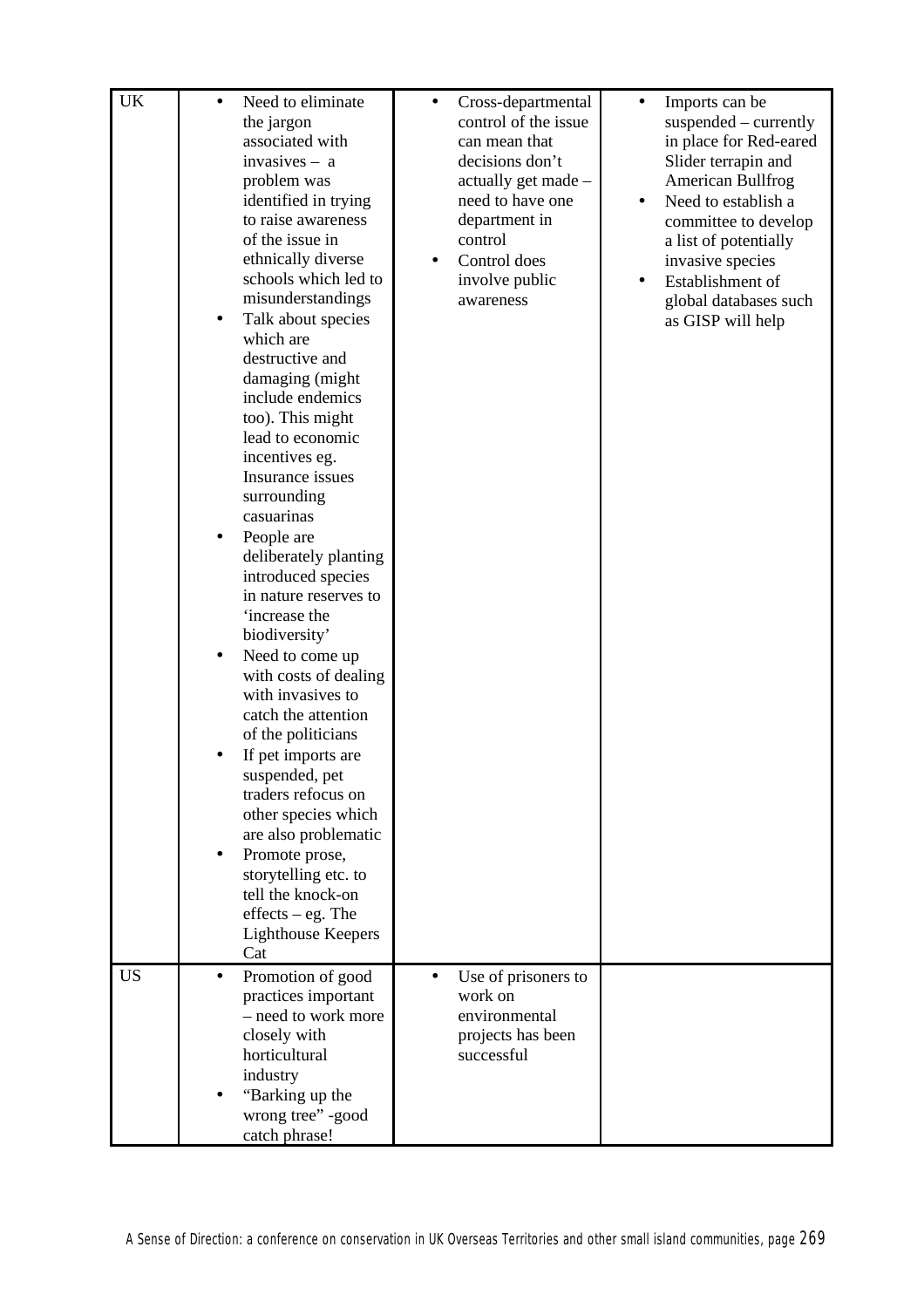| | | | |
|---|---|---|---|
| UK | • Need to eliminate the jargon associated with invasives – a problem was identified in trying to raise awareness of the issue in ethnically diverse schools which led to misunderstandings<br>• Talk about species which are destructive and damaging (might include endemics too). This might lead to economic incentives eg. Insurance issues surrounding casuarinas<br>• People are deliberately planting introduced species in nature reserves to 'increase the biodiversity'<br>• Need to come up with costs of dealing with invasives to catch the attention of the politicians<br>• If pet imports are suspended, pet traders refocus on other species which are also problematic<br>• Promote prose, storytelling etc. to tell the knock-on effects – eg. The Lighthouse Keepers Cat | • Cross-departmental control of the issue can mean that decisions don't actually get made – need to have one department in control<br>• Control does involve public awareness | • Imports can be suspended – currently in place for Red-eared Slider terrapin and American Bullfrog<br>• Need to establish a committee to develop a list of potentially invasive species<br>• Establishment of global databases such as GISP will help |
| US | • Promotion of good practices important – need to work more closely with horticultural industry<br>• "Barking up the wrong tree" -good catch phrase! | • Use of prisoners to work on environmental projects has been successful | |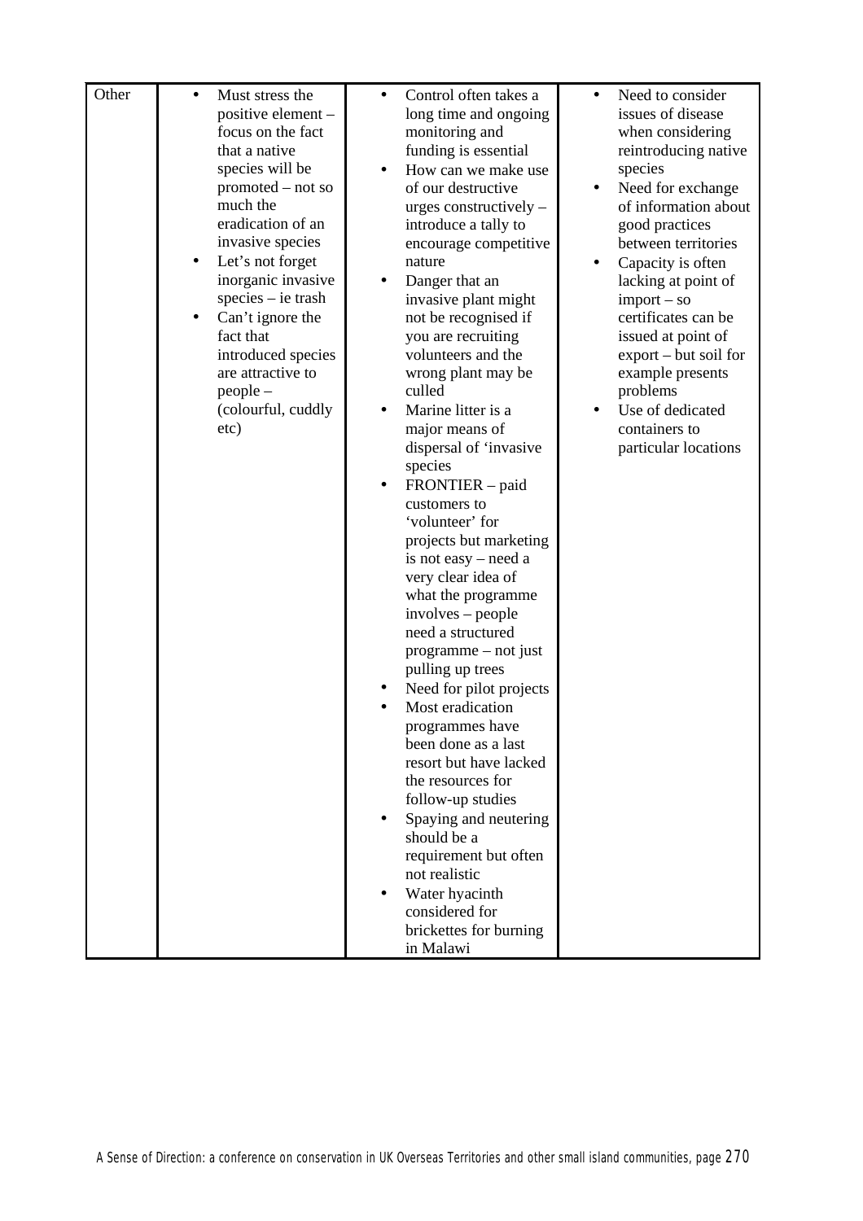| Other | • Must stress the positive element – focus on the fact that a native species will be promoted – not so much the eradication of an invasive species<br>• Let's not forget inorganic invasive species – ie trash<br>• Can't ignore the fact that introduced species are attractive to people – (colourful, cuddly etc) | • Control often takes a long time and ongoing monitoring and funding is essential<br>• How can we make use of our destructive urges constructively – introduce a tally to encourage competitive nature<br>• Danger that an invasive plant might not be recognised if you are recruiting volunteers and the wrong plant may be culled<br>• Marine litter is a major means of dispersal of 'invasive species<br>• FRONTIER – paid customers to 'volunteer' for projects but marketing is not easy – need a very clear idea of what the programme involves – people need a structured programme – not just pulling up trees<br>• Need for pilot projects<br>• Most eradication programmes have been done as a last resort but have lacked the resources for follow-up studies<br>• Spaying and neutering should be a requirement but often not realistic<br>• Water hyacinth considered for brickettes for burning in Malawi | • Need to consider issues of disease when considering reintroducing native species<br>• Need for exchange of information about good practices between territories<br>• Capacity is often lacking at point of import – so certificates can be issued at point of export – but soil for example presents problems<br>• Use of dedicated containers to particular locations |
|---|---|---|---|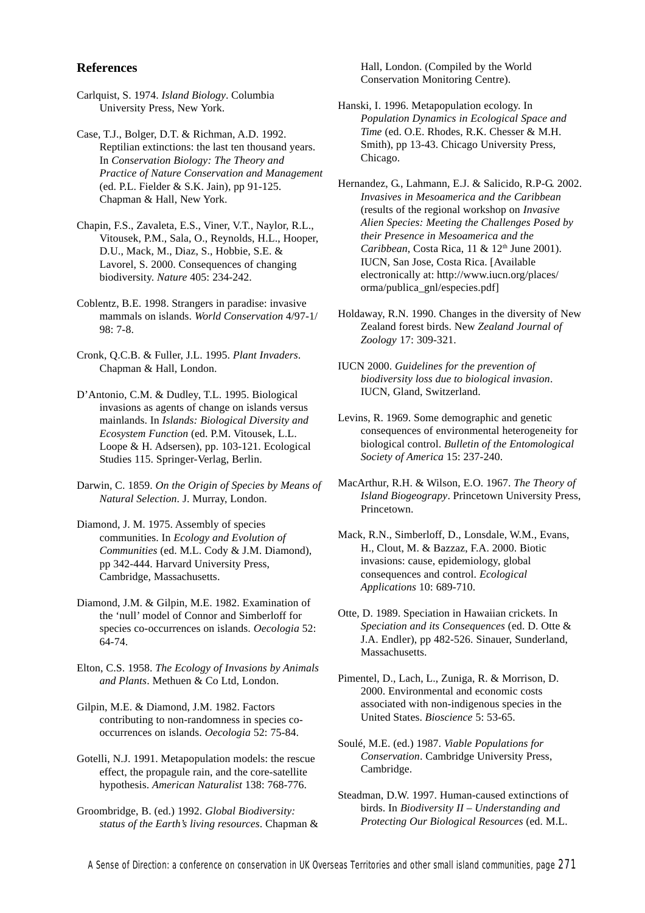## References

Carlquist, S. 1974. *Island Biology*. Columbia University Press, New York.

Case, T.J., Bolger, D.T. & Richman, A.D. 1992. Reptilian extinctions: the last ten thousand years. In *Conservation Biology: The Theory and Practice of Nature Conservation and Management* (ed. P.L. Fielder & S.K. Jain), pp 91-125. Chapman & Hall, New York.

Chapin, F.S., Zavaleta, E.S., Viner, V.T., Naylor, R.L., Vitousek, P.M., Sala, O., Reynolds, H.L., Hooper, D.U., Mack, M., Diaz, S., Hobbie, S.E. & Lavorel, S. 2000. Consequences of changing biodiversity. *Nature* 405: 234-242.

Coblentz, B.E. 1998. Strangers in paradise: invasive mammals on islands. *World Conservation* 4/97-1/98: 7-8.

Cronk, Q.C.B. & Fuller, J.L. 1995. *Plant Invaders*. Chapman & Hall, London.

D'Antonio, C.M. & Dudley, T.L. 1995. Biological invasions as agents of change on islands versus mainlands. In *Islands: Biological Diversity and Ecosystem Function* (ed. P.M. Vitousek, L.L. Loope & H. Adsersen), pp. 103-121. Ecological Studies 115. Springer-Verlag, Berlin.

Darwin, C. 1859. *On the Origin of Species by Means of Natural Selection*. J. Murray, London.

Diamond, J. M. 1975. Assembly of species communities. In *Ecology and Evolution of Communities* (ed. M.L. Cody & J.M. Diamond), pp 342-444. Harvard University Press, Cambridge, Massachusetts.

Diamond, J.M. & Gilpin, M.E. 1982. Examination of the 'null' model of Connor and Simberloff for species co-occurrences on islands. *Oecologia* 52: 64-74.

Elton, C.S. 1958. *The Ecology of Invasions by Animals and Plants*. Methuen & Co Ltd, London.

Gilpin, M.E. & Diamond, J.M. 1982. Factors contributing to non-randomness in species co-occurrences on islands. *Oecologia* 52: 75-84.

Gotelli, N.J. 1991. Metapopulation models: the rescue effect, the propagule rain, and the core-satellite hypothesis. *American Naturalist* 138: 768-776.

Groombridge, B. (ed.) 1992. *Global Biodiversity: status of the Earth's living resources*. Chapman & Hall, London. (Compiled by the World Conservation Monitoring Centre).

Hanski, I. 1996. Metapopulation ecology. In *Population Dynamics in Ecological Space and Time* (ed. O.E. Rhodes, R.K. Chesser & M.H. Smith), pp 13-43. Chicago University Press, Chicago.

Hernandez, G., Lahmann, E.J. & Salicido, R.P-G. 2002. *Invasives in Mesoamerica and the Caribbean* (results of the regional workshop on *Invasive Alien Species: Meeting the Challenges Posed by their Presence in Mesoamerica and the Caribbean*, Costa Rica, 11 & 12th June 2001). IUCN, San Jose, Costa Rica. [Available electronically at: http://www.iucn.org/places/orma/publica_gnl/especies.pdf]

Holdaway, R.N. 1990. Changes in the diversity of New Zealand forest birds. New *Zealand Journal of Zoology* 17: 309-321.

IUCN 2000. *Guidelines for the prevention of biodiversity loss due to biological invasion*. IUCN, Gland, Switzerland.

Levins, R. 1969. Some demographic and genetic consequences of environmental heterogeneity for biological control. *Bulletin of the Entomological Society of America* 15: 237-240.

MacArthur, R.H. & Wilson, E.O. 1967. *The Theory of Island Biogeograpy*. Princetown University Press, Princetown.

Mack, R.N., Simberloff, D., Lonsdale, W.M., Evans, H., Clout, M. & Bazzaz, F.A. 2000. Biotic invasions: cause, epidemiology, global consequences and control. *Ecological Applications* 10: 689-710.

Otte, D. 1989. Speciation in Hawaiian crickets. In *Speciation and its Consequences* (ed. D. Otte & J.A. Endler), pp 482-526. Sinauer, Sunderland, Massachusetts.

Pimentel, D., Lach, L., Zuniga, R. & Morrison, D. 2000. Environmental and economic costs associated with non-indigenous species in the United States. *Bioscience* 5: 53-65.

Soulé, M.E. (ed.) 1987. *Viable Populations for Conservation*. Cambridge University Press, Cambridge.

Steadman, D.W. 1997. Human-caused extinctions of birds. In *Biodiversity II – Understanding and Protecting Our Biological Resources* (ed. M.L.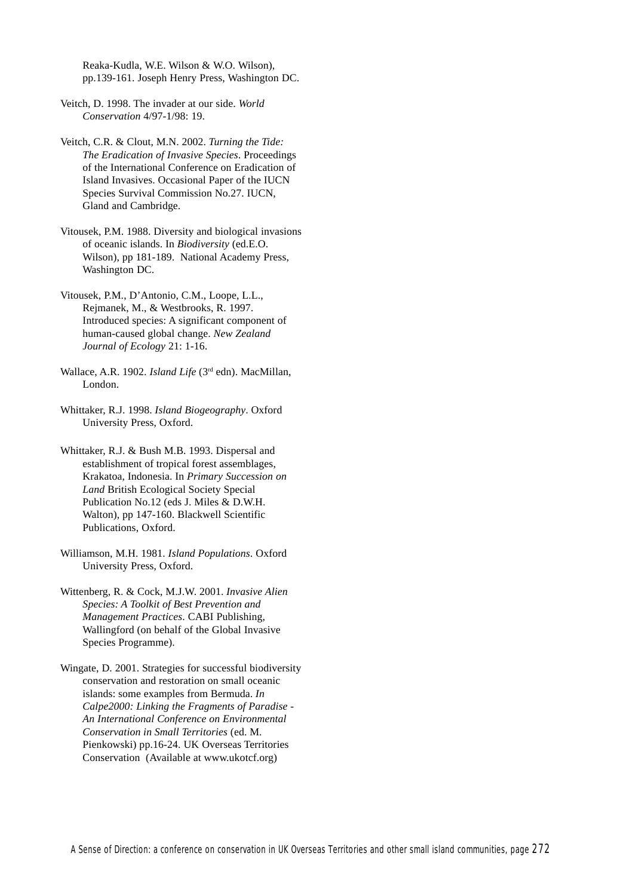Reaka-Kudla, W.E. Wilson & W.O. Wilson), pp.139-161. Joseph Henry Press, Washington DC.

Veitch, D. 1998. The invader at our side. *World Conservation* 4/97-1/98: 19.

Veitch, C.R. & Clout, M.N. 2002. *Turning the Tide: The Eradication of Invasive Species*. Proceedings of the International Conference on Eradication of Island Invasives. Occasional Paper of the IUCN Species Survival Commission No.27. IUCN, Gland and Cambridge.

Vitousek, P.M. 1988. Diversity and biological invasions of oceanic islands. In *Biodiversity* (ed.E.O. Wilson), pp 181-189. National Academy Press, Washington DC.

Vitousek, P.M., D'Antonio, C.M., Loope, L.L., Rejmanek, M., & Westbrooks, R. 1997. Introduced species: A significant component of human-caused global change. *New Zealand Journal of Ecology* 21: 1-16.

Wallace, A.R. 1902. *Island Life* (3rd edn). MacMillan, London.

Whittaker, R.J. 1998. *Island Biogeography*. Oxford University Press, Oxford.

Whittaker, R.J. & Bush M.B. 1993. Dispersal and establishment of tropical forest assemblages, Krakatoa, Indonesia. In *Primary Succession on Land* British Ecological Society Special Publication No.12 (eds J. Miles & D.W.H. Walton), pp 147-160. Blackwell Scientific Publications, Oxford.

Williamson, M.H. 1981. *Island Populations*. Oxford University Press, Oxford.

Wittenberg, R. & Cock, M.J.W. 2001. *Invasive Alien Species: A Toolkit of Best Prevention and Management Practices*. CABI Publishing, Wallingford (on behalf of the Global Invasive Species Programme).

Wingate, D. 2001. Strategies for successful biodiversity conservation and restoration on small oceanic islands: some examples from Bermuda. *In Calpe2000: Linking the Fragments of Paradise - An International Conference on Environmental Conservation in Small Territories* (ed. M. Pienkowski) pp.16-24. UK Overseas Territories Conservation (Available at www.ukotcf.org)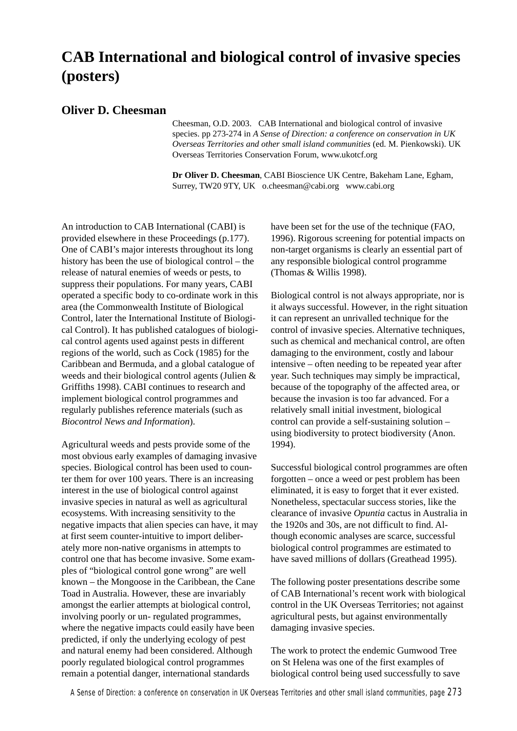# CAB International and biological control of invasive species (posters)

## Oliver D. Cheesman

Cheesman, O.D. 2003. CAB International and biological control of invasive species. pp 273-274 in *A Sense of Direction: a conference on conservation in UK Overseas Territories and other small island communities* (ed. M. Pienkowski). UK Overseas Territories Conservation Forum, www.ukotcf.org

**Dr Oliver D. Cheesman**, CABI Bioscience UK Centre, Bakeham Lane, Egham, Surrey, TW20 9TY, UK o.cheesman@cabi.org www.cabi.org

An introduction to CAB International (CABI) is provided elsewhere in these Proceedings (p.177). One of CABI's major interests throughout its long history has been the use of biological control – the release of natural enemies of weeds or pests, to suppress their populations. For many years, CABI operated a specific body to co-ordinate work in this area (the Commonwealth Institute of Biological Control, later the International Institute of Biological Control). It has published catalogues of biological control agents used against pests in different regions of the world, such as Cock (1985) for the Caribbean and Bermuda, and a global catalogue of weeds and their biological control agents (Julien & Griffiths 1998). CABI continues to research and implement biological control programmes and regularly publishes reference materials (such as *Biocontrol News and Information*).

Agricultural weeds and pests provide some of the most obvious early examples of damaging invasive species. Biological control has been used to counter them for over 100 years. There is an increasing interest in the use of biological control against invasive species in natural as well as agricultural ecosystems. With increasing sensitivity to the negative impacts that alien species can have, it may at first seem counter-intuitive to import deliberately more non-native organisms in attempts to control one that has become invasive. Some examples of "biological control gone wrong" are well known – the Mongoose in the Caribbean, the Cane Toad in Australia. However, these are invariably amongst the earlier attempts at biological control, involving poorly or un- regulated programmes, where the negative impacts could easily have been predicted, if only the underlying ecology of pest and natural enemy had been considered. Although poorly regulated biological control programmes remain a potential danger, international standards have been set for the use of the technique (FAO, 1996). Rigorous screening for potential impacts on non-target organisms is clearly an essential part of any responsible biological control programme (Thomas & Willis 1998).

Biological control is not always appropriate, nor is it always successful. However, in the right situation it can represent an unrivalled technique for the control of invasive species. Alternative techniques, such as chemical and mechanical control, are often damaging to the environment, costly and labour intensive – often needing to be repeated year after year. Such techniques may simply be impractical, because of the topography of the affected area, or because the invasion is too far advanced. For a relatively small initial investment, biological control can provide a self-sustaining solution – using biodiversity to protect biodiversity (Anon. 1994).

Successful biological control programmes are often forgotten – once a weed or pest problem has been eliminated, it is easy to forget that it ever existed. Nonetheless, spectacular success stories, like the clearance of invasive *Opuntia* cactus in Australia in the 1920s and 30s, are not difficult to find. Although economic analyses are scarce, successful biological control programmes are estimated to have saved millions of dollars (Greathead 1995).

The following poster presentations describe some of CAB International's recent work with biological control in the UK Overseas Territories; not against agricultural pests, but against environmentally damaging invasive species.

The work to protect the endemic Gumwood Tree on St Helena was one of the first examples of biological control being used successfully to save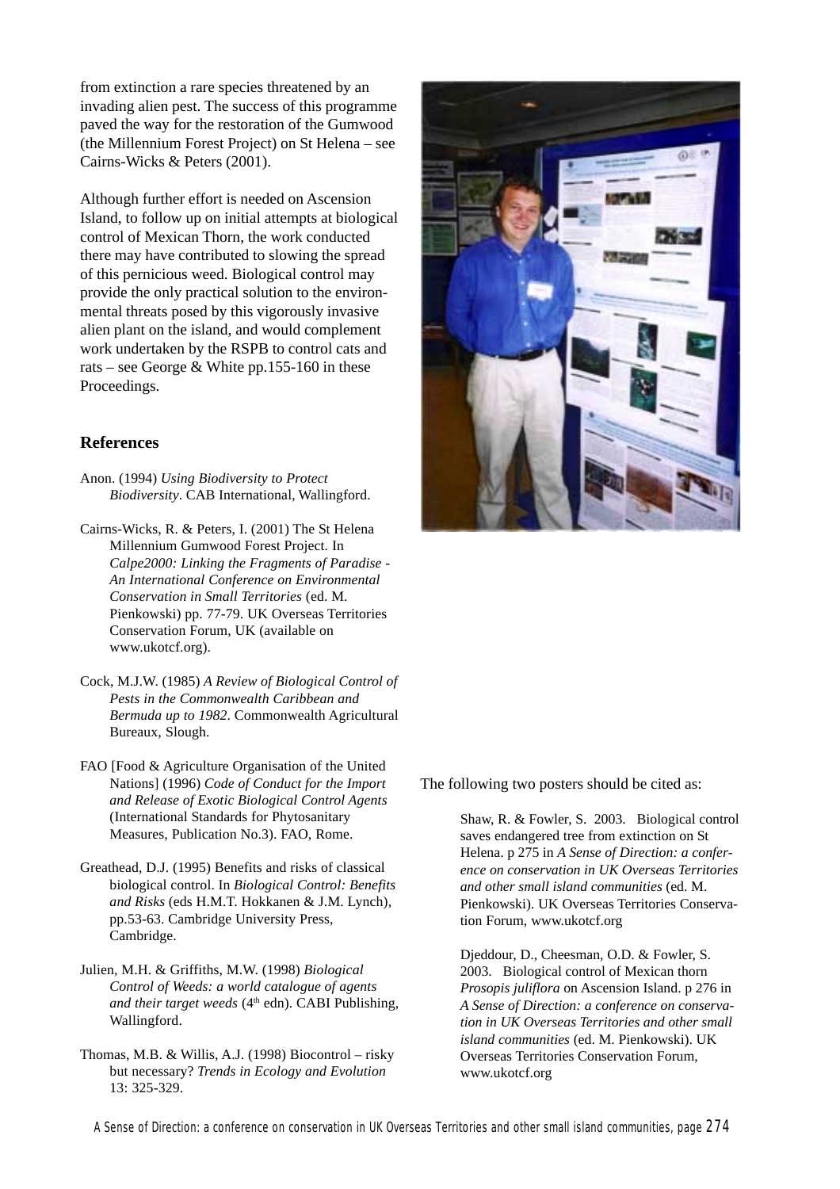from extinction a rare species threatened by an invading alien pest. The success of this programme paved the way for the restoration of the Gumwood (the Millennium Forest Project) on St Helena – see Cairns-Wicks & Peters (2001).

Although further effort is needed on Ascension Island, to follow up on initial attempts at biological control of Mexican Thorn, the work conducted there may have contributed to slowing the spread of this pernicious weed. Biological control may provide the only practical solution to the environmental threats posed by this vigorously invasive alien plant on the island, and would complement work undertaken by the RSPB to control cats and rats – see George & White pp.155-160 in these Proceedings.

## References

Anon. (1994) *Using Biodiversity to Protect Biodiversity*. CAB International, Wallingford.

Cairns-Wicks, R. & Peters, I. (2001) The St Helena Millennium Gumwood Forest Project. In *Calpe2000: Linking the Fragments of Paradise - An International Conference on Environmental Conservation in Small Territories* (ed. M. Pienkowski) pp. 77-79. UK Overseas Territories Conservation Forum, UK (available on www.ukotcf.org).

Cock, M.J.W. (1985) *A Review of Biological Control of Pests in the Commonwealth Caribbean and Bermuda up to 1982*. Commonwealth Agricultural Bureaux, Slough.

FAO [Food & Agriculture Organisation of the United Nations] (1996) *Code of Conduct for the Import and Release of Exotic Biological Control Agents* (International Standards for Phytosanitary Measures, Publication No.3). FAO, Rome.

Greathead, D.J. (1995) Benefits and risks of classical biological control. In *Biological Control: Benefits and Risks* (eds H.M.T. Hokkanen & J.M. Lynch), pp.53-63. Cambridge University Press, Cambridge.

Julien, M.H. & Griffiths, M.W. (1998) *Biological Control of Weeds: a world catalogue of agents and their target weeds* (4th edn). CABI Publishing, Wallingford.

Thomas, M.B. & Willis, A.J. (1998) Biocontrol – risky but necessary? *Trends in Ecology and Evolution* 13: 325-329.

The following two posters should be cited as:

Shaw, R. & Fowler, S. 2003. Biological control saves endangered tree from extinction on St Helena. p 275 in *A Sense of Direction: a conference on conservation in UK Overseas Territories and other small island communities* (ed. M. Pienkowski). UK Overseas Territories Conservation Forum, www.ukotcf.org

Djeddour, D., Cheesman, O.D. & Fowler, S. 2003. Biological control of Mexican thorn *Prosopis juliflora* on Ascension Island. p 276 in *A Sense of Direction: a conference on conservation in UK Overseas Territories and other small island communities* (ed. M. Pienkowski). UK Overseas Territories Conservation Forum, www.ukotcf.org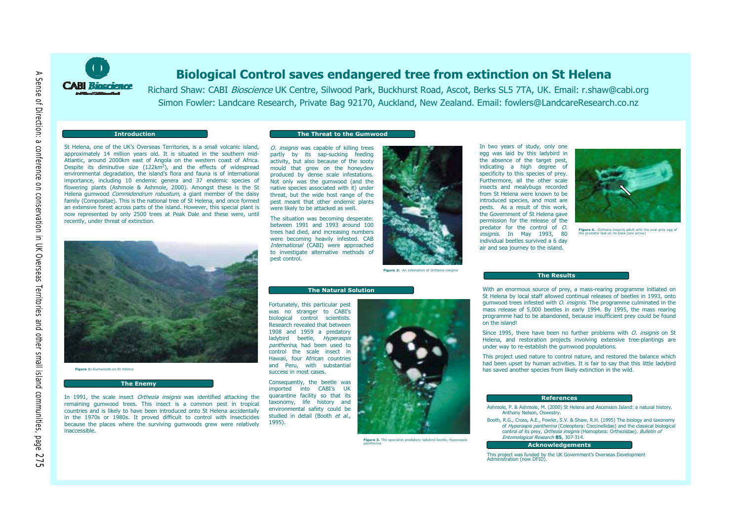# Biological Control saves endangered tree from extinction on St Helena

Richard Shaw: CABI *Bioscience* UK Centre, Silwood Park, Buckhurst Road, Ascot, Berks SL5 7TA, UK. Email: r.shaw@cabi.org

Simon Fowler: Landcare Research, Private Bag 92170, Auckland, New Zealand. Email: fowlers@LandcareResearch.co.nz

## Introduction

St Helena, one of the UK's Overseas Territories, is a small volcanic island, approximately 14 million years old. It is situated in the southern mid-Atlantic, around 2000km east of Angola on the western coast of Africa. Despite its diminutive size (122km$^2$), and the effects of widespread environmental degradation, the island's flora and fauna is of international importance, including 10 endemic genera and 37 endemic species of flowering plants (Ashmole & Ashmole, 2000). Amongst these is the St Helena gumwood *Commidendrum robustum*, a giant member of the daisy family (Compositae). This is the national tree of St Helena, and once formed an extensive forest across parts of the island. However, this special plant is now represented by only 2500 trees at Peak Dale and these were, until recently, under threat of extinction.

**Figure 1:** Gumwoods on St Helena

## The Enemy

In 1991, the scale insect *Orthezia insignis* was identified attacking the remaining gumwood trees. This insect is a common pest in tropical countries and is likely to have been introduced onto St Helena accidentally in the 1970s or 1980s. It proved difficult to control with insecticides because the places where the surviving gumwoods grew were relatively inaccessible.

## The Threat to the Gumwood

*O. insignis* was capable of killing trees partly by its sap-sucking feeding activity, but also because of the sooty mould that grew on the honeydew produced by dense scale infestations. Not only was the gumwood (and the native species associated with it) under threat, but the wide host range of the pest meant that other endemic plants were likely to be attacked as well.

The situation was becoming desperate: between 1991 and 1993 around 100 trees had died, and increasing numbers were becoming heavily infested. CAB *International* (CABI) were approached to investigate alternative methods of pest control.

**Figure 2:** An infestation of *Orthezia insignis*

## The Natural Solution

Fortunately, this particular pest was no stranger to CABI's biological control scientists. Research revealed that between 1908 and 1959 a predatory ladybird beetle, *Hyperaspis pantherina*, had been used to control the scale insect in Hawaii, four African countries and Peru, with substantial success in most cases.

Consequently, the beetle was imported into CABI's UK quarantine facility so that its taxonomy, life history and environmental safety could be studied in detail (Booth *et al.*, 1995).

**Figure 3.** The specialist predatory ladybird beetle, *Hyperaspis pantherina*

In two years of study, only one egg was laid by this ladybird in the absence of the target pest, indicating a high degree of specificity to this species of prey. Furthermore, all the other scale insects and mealybugs recorded from St Helena were known to be introduced species, and most are pests. As a result of this work, the Government of St Helena gave permission for the release of the predator for the control of *O. insignis*. In May 1993, 80 individual beetles survived a 6 day air and sea journey to the island.

**Figure 4.** *Orthezia insignis* adult with the oval grey egg of the predator laid on its back (see arrow)

## The Results

With an enormous source of prey, a mass-rearing programme initiated on St Helena by local staff allowed continual releases of beetles in 1993, onto gumwood trees infested with *O. insignis*. The programme culminated in the mass release of 5,000 beetles in early 1994. By 1995, the mass rearing programme had to be abandoned, because insufficient prey could be found on the island!

Since 1995, there have been no further problems with *O. insignis* on St Helena, and restoration projects involving extensive tree-plantings are under way to re-establish the gumwood populations.

This project used nature to control nature, and restored the balance which had been upset by human activities. It is fair to say that this little ladybird has saved another species from likely extinction in the wild.

## References

Ashmole, P. & Ashmole, M. (2000) St Helena and Ascension Island: a natural history. Anthony Nelson, Oswestry.

Booth, R.G., Cross, A.E., Fowler, S.V. & Shaw, R.H. (1995) The biology and taxonomy of *Hyperaspis pantherina* (Coleoptera: Coccinellidae) and the classical biological control of its prey, *Orthezia insignis* (Homoptera: Ortheziidae). *Bulletin of Entomological Research* **85**, 307-314.

## Acknowledgements

This project was funded by the UK Government's Overseas Development Administration (now DFID).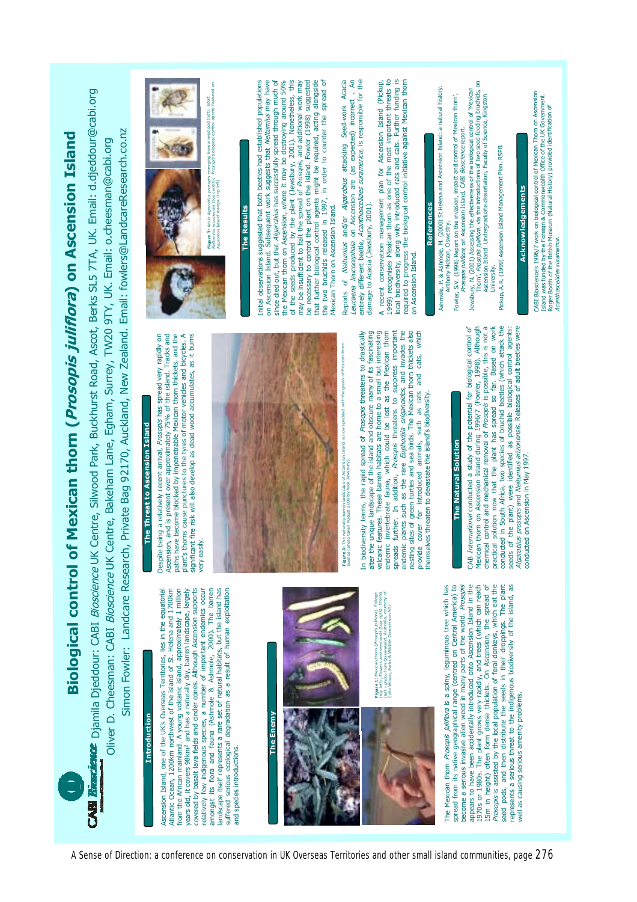# Biological control of Mexican thorn (*Prosopis juliflora*) on Ascension Island

Djamila Djeddour: CABI *Bioscience* UK Centre, Silwood Park, Buckhurst Road, Ascot, Berks SL5 7TA, UK. Email: d.djeddour@cabi.org
Oliver D. Cheesman: CABI *Bioscience* UK Centre, Bakeham Lane, Egham, Surrey, TW20 9TY, UK. Email: o.cheesman@cabi.org
Simon Fowler: Landcare Research, Private Bag 92170, Auckland, New Zealand. Email: fowlers@LandcareResearch.co.nz

## Introduction

Ascension Island, one of the UK's Overseas Territories, lies in the equatorial Atlantic Ocean, 1200km northwest of the island of St. Helena and 1700km from the African mainland. A young volcanic island, approximately 1 million years old, it covers 98km² and has a naturally dry, barren landscape, largely covered by basalt lava fields and cinder cones. Although Ascension supports relatively few indigenous species, a number of important endemics occur amongst its flora and fauna (Ashmole & Ashmole, 2000). The barren landscape itself represents a rare set of natural habitats, but the island has suffered serious ecological degradation as a result of human exploitation and species introductions.

## The Enemy

Figure 1: Mexican thorn (*Prosopis juliflora*). Foliage (top left); Flowers and seed pods (top right); thorns (left - photo from Queensland, Australia, courtesy of Colin Wilson, Parks & Wildlife Commission NT)

The Mexican thorn *Prosopis juliflora* is a spiny, leguminous tree which has spread from its native geographical range (centred on Central America) to become a serious invasive alien weed in many parts of the world. *Prosopis* appears to have been accidentally introduced onto Ascension Island in the 1970s or 1980s. The plant grows very rapidly, and trees (which can reach 15m in height) often form dense thickets. On Ascension, the spread of *Prosopis* is assisted by the local population of feral donkeys, which eat the seed pods and then distribute the seeds in their droppings. The plant represents a serious threat to the indigenous biodiversity of the island, as well as causing serious amenity problems.

## The Threat to Ascension Island

Despite being a relatively recent arrival, *Prosopis* has spread very rapidly on Ascension, and is present over approximately 75% of the island. Tracks and paths have become blocked by impenetrable Mexican thorn thickets, and the plant's thorns cause punctures to the tyres of motor vehicles and bicycles. A significant fire risk will also develop as dead wood accumulates, as it burns very easily.

Figure 2: The naturally barren landscape of Ascension Island is now speckled with the green of Mexican thorn bushes (photo taken August 2000 by Nick Jewsbury).

In biodiversity terms, the rapid spread of *Prosopis* threatens to drastically alter the unique landscape of the island and obscure many of its fascinating volcanic features. These barren habitats are home to a small but interesting endemic invertebrate fauna, which could be lost as the Mexican thorn spreads further. In addition, *Prosopis* threatens to suppress important endemic plants such as the rare *Euphorbia origanoides*, and invades the nesting sites of green turtles and sea birds. The Mexican thorn thickets also provide cover for introduced animals, such as rats and cats, which themselves threaten to devastate the island's biodiversity.

## The Natural Solution

CAB *International* conducted a study of the potential for biological control of Mexican thorn on Ascension Island during 1996/7 (Fowler, 1998). Although chemical control and mechanical removal of *Prosopis* is possible, this is not a practical solution now that the plant has spread so far. Based on work conducted in South Africa, two species of bruchid beetles (which attack the seeds of the plant) were identified as possible biological control agents: *Algarobius prosopis* and *Neltumius arizonensis*. Releases of adult beetles were conducted on Ascension in May 1997.

Figure 3: Adult *Algarobius prosopis* emerging from a seed pod (left); adult *Neltumius arizonensis* (top centre); *Prosopis* biological control agents featured on Ascension Island stamps (top right)

## The Results

Initial observations suggested that both beetles had established populations on Ascension Island. Subsequent work suggests that *Neltumius* may have since died out, but that *Algarobius* has successfully spread through much of the Mexican thorn on Ascension, where it may be destroying around 50% of the seeds produced by the plant (Jewsbury, 2001). Nonetheless, this may be insufficient to halt the spread of *Prosopis*, and additional work may be necessary to control the plant on the island. Fowler (1998) suggested that further biological control agents might be required, acting alongside the two bruchids released in 1997, in order to counter the spread of Mexican Thorn on Ascension Island.

Reports of *Neltumius* and/or *Algarobius* attacking Seed-work Acacia *Leucaena leucocephala* on Ascension are (as expected) incorrect. An entirely different beetle, *Acanthoscelides suramerica*, is responsible for the damage to Acacia (Jewsbury, 2001).

A recent conservation management plan for Ascension Island (Pickup, 1999) recognises Mexican thorn as one of the most important threats to local biodiversity, along with introduced rats and cats. Further funding is required to progress the biological control initiative against Mexican thorn on Ascension Island.

## References

Ashmole, P. & Ashmole, M. (2000) St Helena and Ascension Island: a natural history. Anthony Nelson, Oswestry.

Fowler, S.V. (1998) Report on the invasion, impact and control of 'Mexican thorn', *Prosopis juliflora*, on Ascension Island. CABI *Bioscience* report.

Jewsbury, N. (2001) Assessing the effectiveness of the biological control of 'Mexican Thorn', *Prosopis juliflora*, via the introductions of two seed-feeding bruchids, on Ascension Island. Undergraduate dissertation, Faculty of Science, Kingston University.

Pickup, A.R. (1999) Ascension Island Management Plan. RSPB.

## Acknowledgements

CABI Bioscience's 1996/7 work on biological control of Mexican Thorn on Ascension Island was funded by the Foreign & Commonwealth Office of the UK Government. Roger Booth of the British Museum (Natural History) provided identification of *Acanthoscelides suramerica*.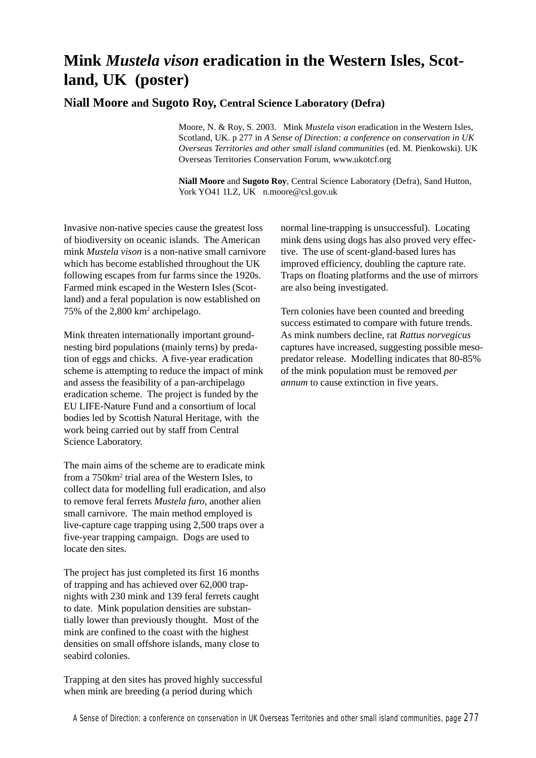# Mink *Mustela vison* eradication in the Western Isles, Scotland, UK (poster)

## Niall Moore and Sugoto Roy, Central Science Laboratory (Defra)

Moore, N. & Roy, S. 2003. Mink *Mustela vison* eradication in the Western Isles, Scotland, UK. p 277 in *A Sense of Direction: a conference on conservation in UK Overseas Territories and other small island communities* (ed. M. Pienkowski). UK Overseas Territories Conservation Forum, www.ukotcf.org

**Niall Moore** and **Sugoto Roy**, Central Science Laboratory (Defra), Sand Hutton, York YO41 1LZ, UK n.moore@csl.gov.uk

Invasive non-native species cause the greatest loss of biodiversity on oceanic islands. The American mink *Mustela vison* is a non-native small carnivore which has become established throughout the UK following escapes from fur farms since the 1920s. Farmed mink escaped in the Western Isles (Scotland) and a feral population is now established on 75% of the 2,800 km$^2$ archipelago.

Mink threaten internationally important ground-nesting bird populations (mainly terns) by predation of eggs and chicks. A five-year eradication scheme is attempting to reduce the impact of mink and assess the feasibility of a pan-archipelago eradication scheme. The project is funded by the EU LIFE-Nature Fund and a consortium of local bodies led by Scottish Natural Heritage, with the work being carried out by staff from Central Science Laboratory.

The main aims of the scheme are to eradicate mink from a 750km$^2$ trial area of the Western Isles, to collect data for modelling full eradication, and also to remove feral ferrets *Mustela furo*, another alien small carnivore. The main method employed is live-capture cage trapping using 2,500 traps over a five-year trapping campaign. Dogs are used to locate den sites.

The project has just completed its first 16 months of trapping and has achieved over 62,000 trap-nights with 230 mink and 139 feral ferrets caught to date. Mink population densities are substantially lower than previously thought. Most of the mink are confined to the coast with the highest densities on small offshore islands, many close to seabird colonies.

Trapping at den sites has proved highly successful when mink are breeding (a period during which normal line-trapping is unsuccessful). Locating mink dens using dogs has also proved very effective. The use of scent-gland-based lures has improved efficiency, doubling the capture rate. Traps on floating platforms and the use of mirrors are also being investigated.

Tern colonies have been counted and breeding success estimated to compare with future trends. As mink numbers decline, rat *Rattus norvegicus* captures have increased, suggesting possible meso-predator release. Modelling indicates that 80-85% of the mink population must be removed *per annum* to cause extinction in five years.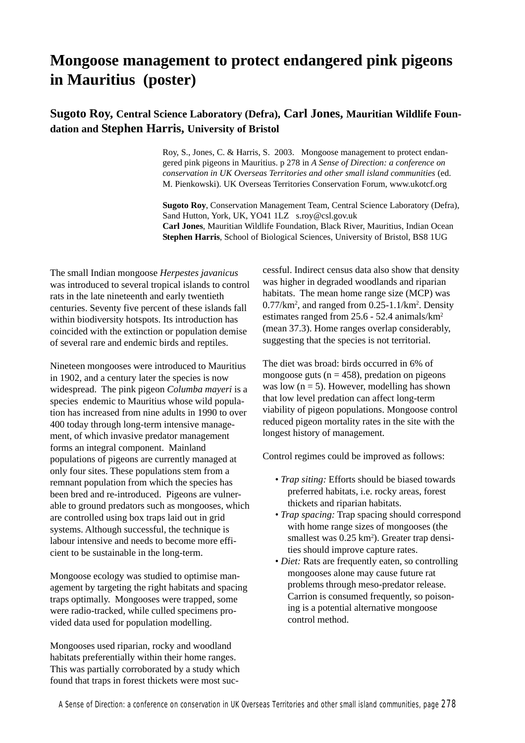# Mongoose management to protect endangered pink pigeons in Mauritius (poster)

## Sugoto Roy, Central Science Laboratory (Defra), Carl Jones, Mauritian Wildlife Foundation and Stephen Harris, University of Bristol

Roy, S., Jones, C. & Harris, S. 2003. Mongoose management to protect endangered pink pigeons in Mauritius. p 278 in *A Sense of Direction: a conference on conservation in UK Overseas Territories and other small island communities* (ed. M. Pienkowski). UK Overseas Territories Conservation Forum, www.ukotcf.org

**Sugoto Roy**, Conservation Management Team, Central Science Laboratory (Defra), Sand Hutton, York, UK, YO41 1LZ s.roy@csl.gov.uk
**Carl Jones**, Mauritian Wildlife Foundation, Black River, Mauritius, Indian Ocean
**Stephen Harris**, School of Biological Sciences, University of Bristol, BS8 1UG

The small Indian mongoose *Herpestes javanicus* was introduced to several tropical islands to control rats in the late nineteenth and early twentieth centuries. Seventy five percent of these islands fall within biodiversity hotspots. Its introduction has coincided with the extinction or population demise of several rare and endemic birds and reptiles.

Nineteen mongooses were introduced to Mauritius in 1902, and a century later the species is now widespread. The pink pigeon *Columba mayeri* is a species endemic to Mauritius whose wild population has increased from nine adults in 1990 to over 400 today through long-term intensive management, of which invasive predator management forms an integral component. Mainland populations of pigeons are currently managed at only four sites. These populations stem from a remnant population from which the species has been bred and re-introduced. Pigeons are vulnerable to ground predators such as mongooses, which are controlled using box traps laid out in grid systems. Although successful, the technique is labour intensive and needs to become more efficient to be sustainable in the long-term.

Mongoose ecology was studied to optimise management by targeting the right habitats and spacing traps optimally. Mongooses were trapped, some were radio-tracked, while culled specimens provided data used for population modelling.

Mongooses used riparian, rocky and woodland habitats preferentially within their home ranges. This was partially corroborated by a study which found that traps in forest thickets were most successful. Indirect census data also show that density was higher in degraded woodlands and riparian habitats. The mean home range size (MCP) was $0.77/km^2$, and ranged from $0.25$-$1.1/km^2$. Density estimates ranged from 25.6 - 52.4 animals/$km^2$ (mean 37.3). Home ranges overlap considerably, suggesting that the species is not territorial.

The diet was broad: birds occurred in 6% of mongoose guts ($n = 458$), predation on pigeons was low ($n = 5$). However, modelling has shown that low level predation can affect long-term viability of pigeon populations. Mongoose control reduced pigeon mortality rates in the site with the longest history of management.

Control regimes could be improved as follows:

- *Trap siting:* Efforts should be biased towards preferred habitats, i.e. rocky areas, forest thickets and riparian habitats.
- *Trap spacing:* Trap spacing should correspond with home range sizes of mongooses (the smallest was 0.25 $km^2$). Greater trap densities should improve capture rates.
- *Diet:* Rats are frequently eaten, so controlling mongooses alone may cause future rat problems through meso-predator release. Carrion is consumed frequently, so poisoning is a potential alternative mongoose control method.